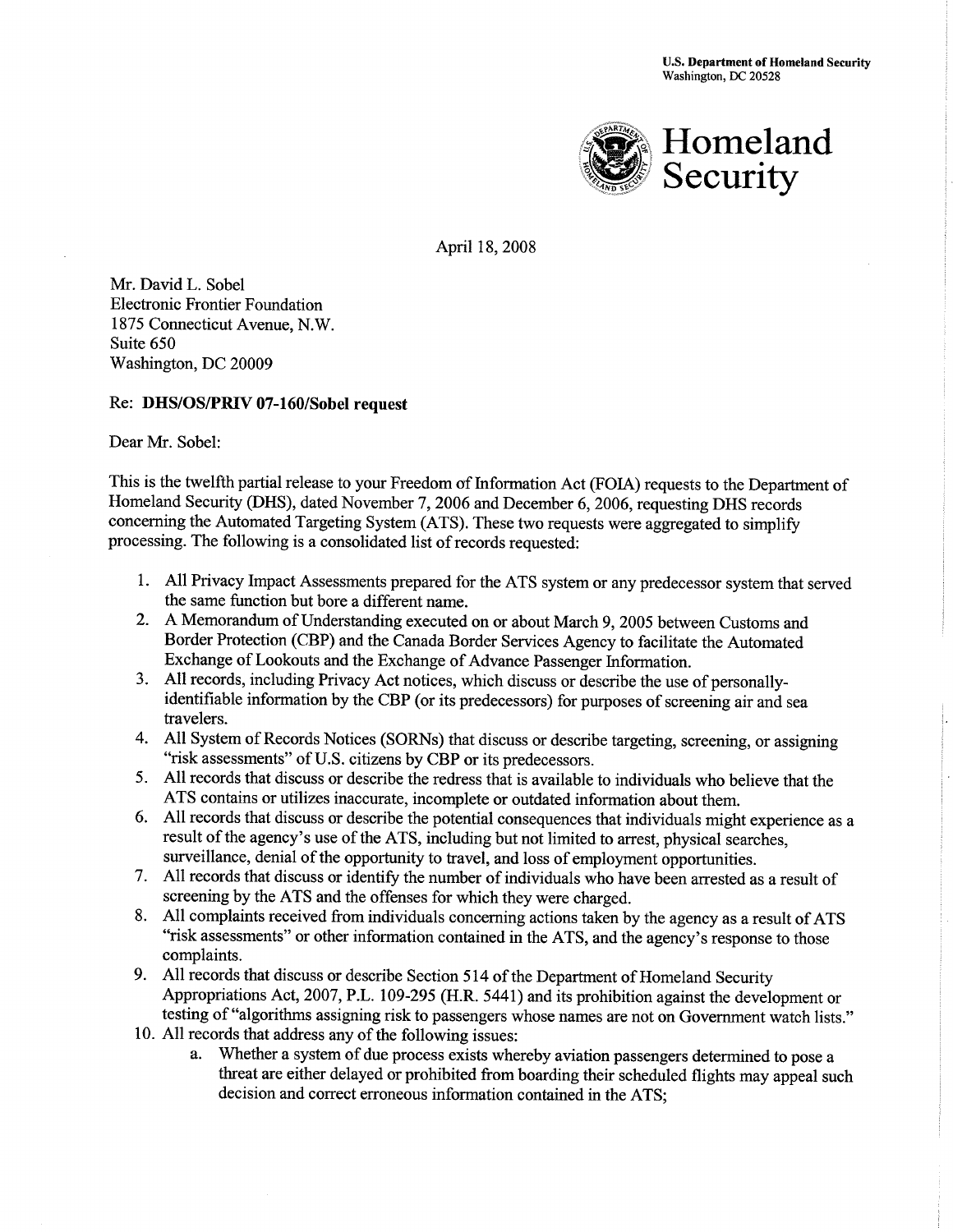U.S. Department of Homeland Security
Washington, DC 20528

Homeland Security

April 18, 2008

Mr. David L. Sobel
Electronic Frontier Foundation
1875 Connecticut Avenue, N.W.
Suite 650
Washington, DC 20009

**Re: DHS/OS/PRIV 07-160/Sobel request**

Dear Mr. Sobel:

This is the twelfth partial release to your Freedom of Information Act (FOIA) requests to the Department of Homeland Security (DHS), dated November 7, 2006 and December 6, 2006, requesting DHS records concerning the Automated Targeting System (ATS). These two requests were aggregated to simplify processing. The following is a consolidated list of records requested:

1. All Privacy Impact Assessments prepared for the ATS system or any predecessor system that served the same function but bore a different name.
2. A Memorandum of Understanding executed on or about March 9, 2005 between Customs and Border Protection (CBP) and the Canada Border Services Agency to facilitate the Automated Exchange of Lookouts and the Exchange of Advance Passenger Information.
3. All records, including Privacy Act notices, which discuss or describe the use of personally-identifiable information by the CBP (or its predecessors) for purposes of screening air and sea travelers.
4. All System of Records Notices (SORNs) that discuss or describe targeting, screening, or assigning "risk assessments" of U.S. citizens by CBP or its predecessors.
5. All records that discuss or describe the redress that is available to individuals who believe that the ATS contains or utilizes inaccurate, incomplete or outdated information about them.
6. All records that discuss or describe the potential consequences that individuals might experience as a result of the agency's use of the ATS, including but not limited to arrest, physical searches, surveillance, denial of the opportunity to travel, and loss of employment opportunities.
7. All records that discuss or identify the number of individuals who have been arrested as a result of screening by the ATS and the offenses for which they were charged.
8. All complaints received from individuals concerning actions taken by the agency as a result of ATS "risk assessments" or other information contained in the ATS, and the agency's response to those complaints.
9. All records that discuss or describe Section 514 of the Department of Homeland Security Appropriations Act, 2007, P.L. 109-295 (H.R. 5441) and its prohibition against the development or testing of "algorithms assigning risk to passengers whose names are not on Government watch lists."
10. All records that address any of the following issues:
    a. Whether a system of due process exists whereby aviation passengers determined to pose a threat are either delayed or prohibited from boarding their scheduled flights may appeal such decision and correct erroneous information contained in the ATS;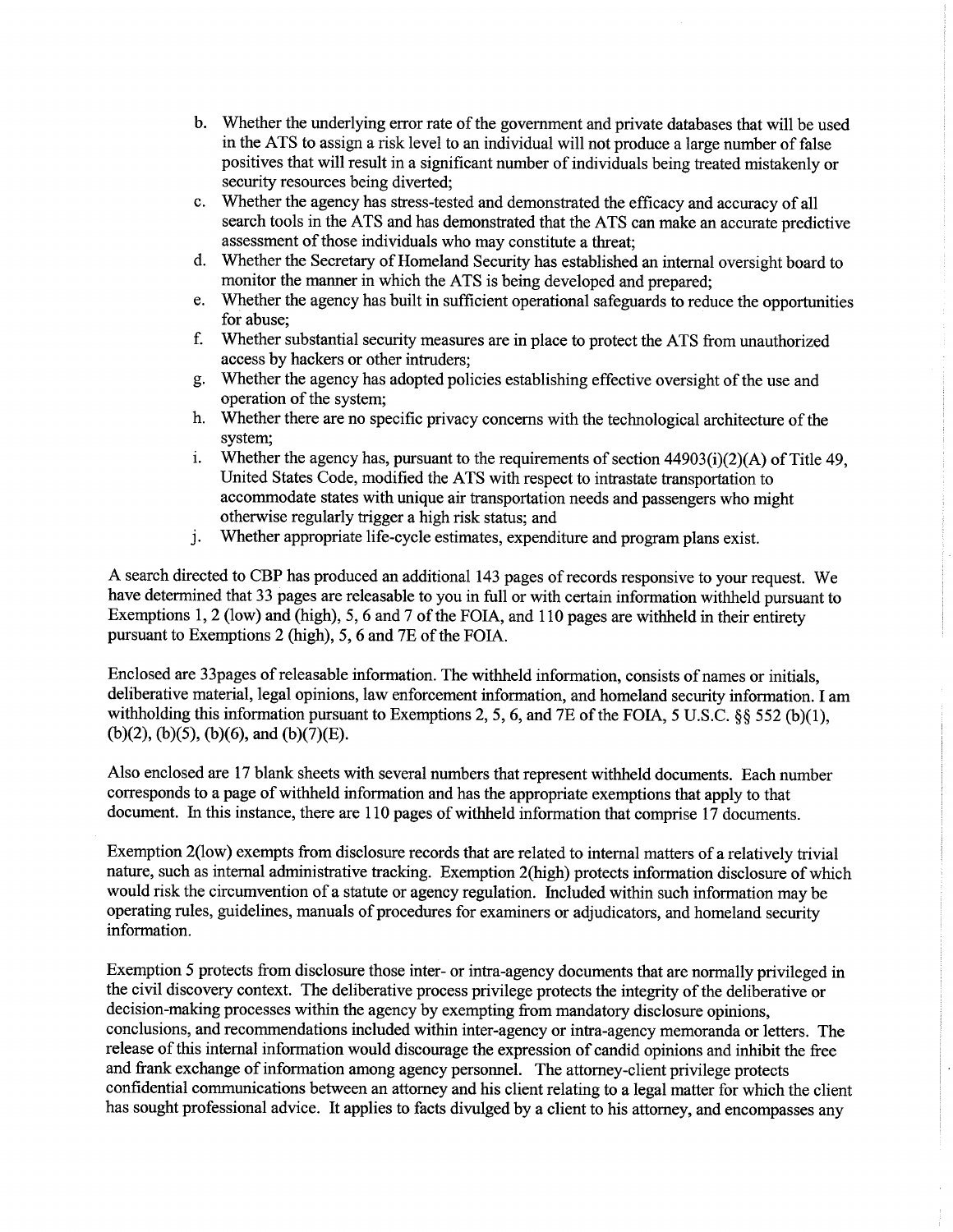b. Whether the underlying error rate of the government and private databases that will be used in the ATS to assign a risk level to an individual will not produce a large number of false positives that will result in a significant number of individuals being treated mistakenly or security resources being diverted;
c. Whether the agency has stress-tested and demonstrated the efficacy and accuracy of all search tools in the ATS and has demonstrated that the ATS can make an accurate predictive assessment of those individuals who may constitute a threat;
d. Whether the Secretary of Homeland Security has established an internal oversight board to monitor the manner in which the ATS is being developed and prepared;
e. Whether the agency has built in sufficient operational safeguards to reduce the opportunities for abuse;
f. Whether substantial security measures are in place to protect the ATS from unauthorized access by hackers or other intruders;
g. Whether the agency has adopted policies establishing effective oversight of the use and operation of the system;
h. Whether there are no specific privacy concerns with the technological architecture of the system;
i. Whether the agency has, pursuant to the requirements of section 44903(i)(2)(A) of Title 49, United States Code, modified the ATS with respect to intrastate transportation to accommodate states with unique air transportation needs and passengers who might otherwise regularly trigger a high risk status; and
j. Whether appropriate life-cycle estimates, expenditure and program plans exist.

A search directed to CBP has produced an additional 143 pages of records responsive to your request. We have determined that 33 pages are releasable to you in full or with certain information withheld pursuant to Exemptions 1, 2 (low) and (high), 5, 6 and 7 of the FOIA, and 110 pages are withheld in their entirety pursuant to Exemptions 2 (high), 5, 6 and 7E of the FOIA.

Enclosed are 33pages of releasable information. The withheld information, consists of names or initials, deliberative material, legal opinions, law enforcement information, and homeland security information. I am withholding this information pursuant to Exemptions 2, 5, 6, and 7E of the FOIA, 5 U.S.C. §§ 552 (b)(1), (b)(2), (b)(5), (b)(6), and (b)(7)(E).

Also enclosed are 17 blank sheets with several numbers that represent withheld documents. Each number corresponds to a page of withheld information and has the appropriate exemptions that apply to that document. In this instance, there are 110 pages of withheld information that comprise 17 documents.

Exemption 2(low) exempts from disclosure records that are related to internal matters of a relatively trivial nature, such as internal administrative tracking. Exemption 2(high) protects information disclosure of which would risk the circumvention of a statute or agency regulation. Included within such information may be operating rules, guidelines, manuals of procedures for examiners or adjudicators, and homeland security information.

Exemption 5 protects from disclosure those inter- or intra-agency documents that are normally privileged in the civil discovery context. The deliberative process privilege protects the integrity of the deliberative or decision-making processes within the agency by exempting from mandatory disclosure opinions, conclusions, and recommendations included within inter-agency or intra-agency memoranda or letters. The release of this internal information would discourage the expression of candid opinions and inhibit the free and frank exchange of information among agency personnel. The attorney-client privilege protects confidential communications between an attorney and his client relating to a legal matter for which the client has sought professional advice. It applies to facts divulged by a client to his attorney, and encompasses any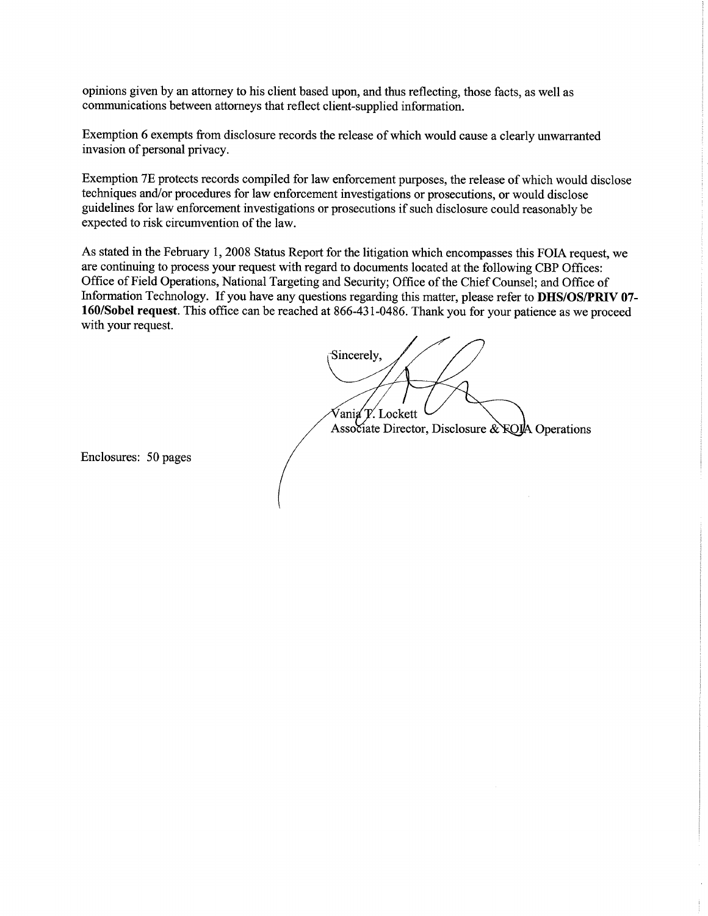opinions given by an attorney to his client based upon, and thus reflecting, those facts, as well as communications between attorneys that reflect client-supplied information.

Exemption 6 exempts from disclosure records the release of which would cause a clearly unwarranted invasion of personal privacy.

Exemption 7E protects records compiled for law enforcement purposes, the release of which would disclose techniques and/or procedures for law enforcement investigations or prosecutions, or would disclose guidelines for law enforcement investigations or prosecutions if such disclosure could reasonably be expected to risk circumvention of the law.

As stated in the February 1, 2008 Status Report for the litigation which encompasses this FOIA request, we are continuing to process your request with regard to documents located at the following CBP Offices: Office of Field Operations, National Targeting and Security; Office of the Chief Counsel; and Office of Information Technology. If you have any questions regarding this matter, please refer to **DHS/OS/PRIV 07-160/Sobel request**. This office can be reached at 866-431-0486. Thank you for your patience as we proceed with your request.

Sincerely,

Vania T. Lockett
Associate Director, Disclosure & FOIA Operations

Enclosures: 50 pages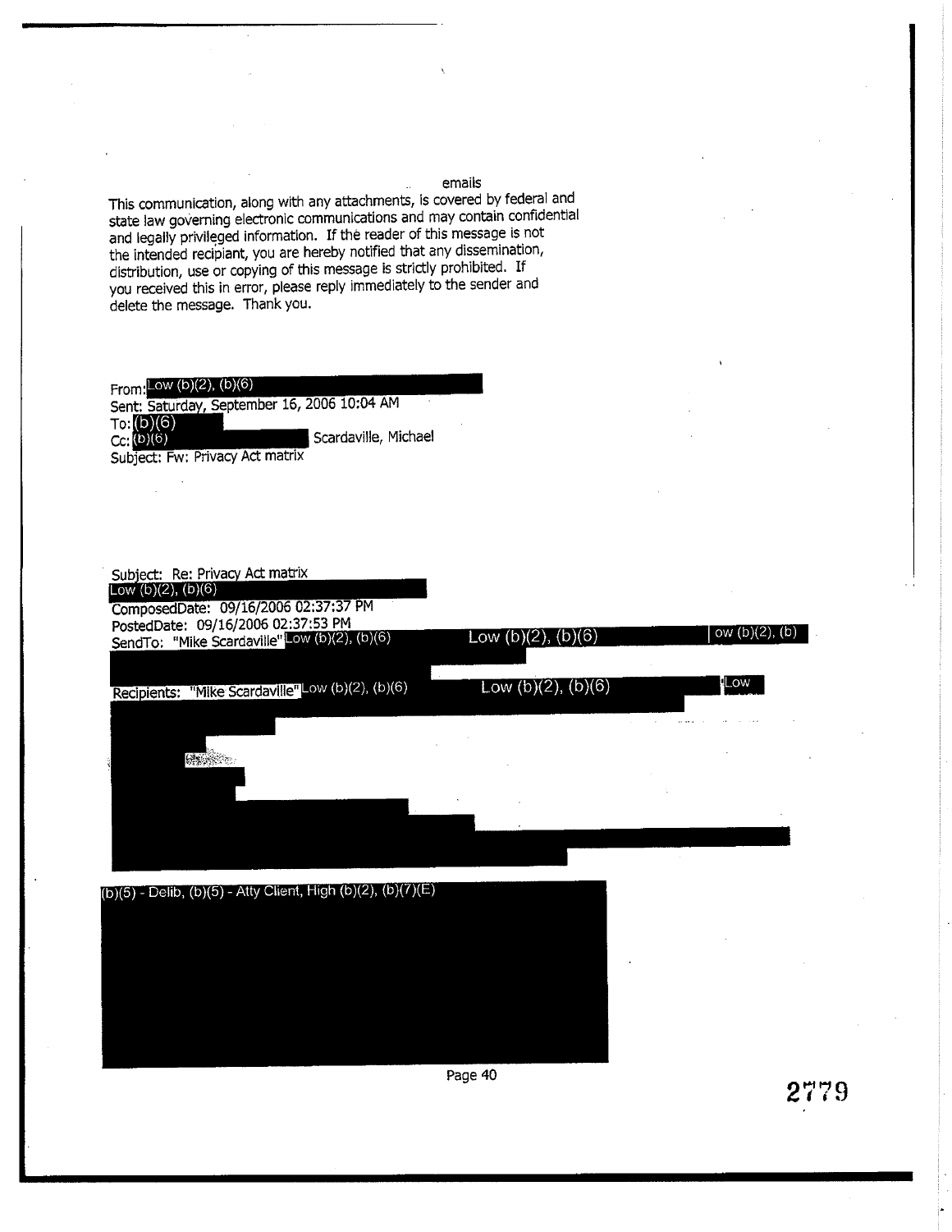emails

This communication, along with any attachments, is covered by federal and state law governing electronic communications and may contain confidential and legally privileged information. If the reader of this message is not the intended recipient, you are hereby notified that any dissemination, distribution, use or copying of this message is strictly prohibited. If you received this in error, please reply immediately to the sender and delete the message. Thank you.

From: Low (b)(2), (b)(6)
Sent: Saturday, September 16, 2006 10:04 AM
To: (b)(6)
Cc: (b)(6) Scardaville, Michael
Subject: Fw: Privacy Act matrix

Subject: Re: Privacy Act matrix
Low (b)(2), (b)(6)
ComposedDate: 09/16/2006 02:37:37 PM
PostedDate: 09/16/2006 02:37:53 PM
SendTo: "Mike Scardaville" Low (b)(2), (b)(6) Low (b)(2), (b)(6) ow (b)(2), (b)

Recipients: "Mike Scardaville" Low (b)(2), (b)(6) Low (b)(2), (b)(6) Low

(b)(5) - Delib, (b)(5) - Atty Client, High (b)(2), (b)(7)(E)

2779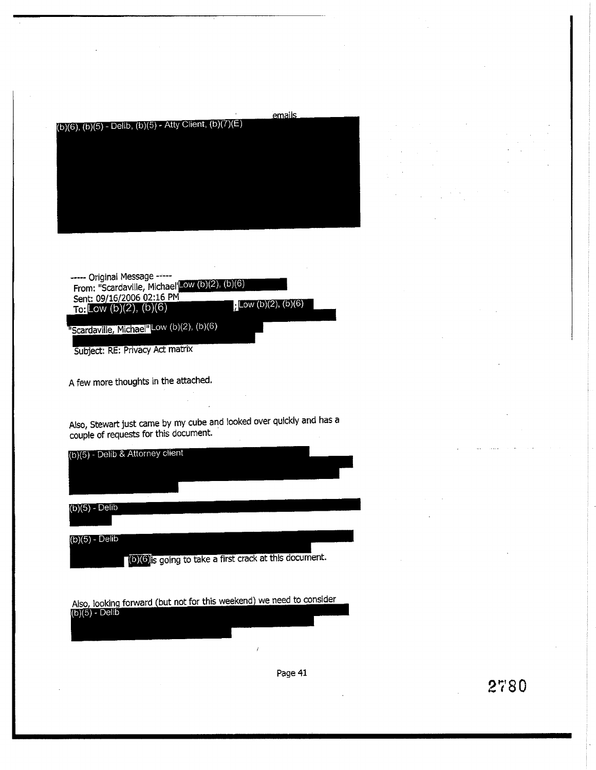emails

(b)(6), (b)(5) - Delib, (b)(5) - Atty Client, (b)(7)(E)

----- Original Message -----
From: "Scardaville, Michael" Low (b)(2), (b)(6)
Sent: 09/16/2006 02:16 PM
To: Low (b)(2), (b)(6) ; Low (b)(2), (b)(6)
"Scardaville, Michael" Low (b)(2), (b)(6)
Subject: RE: Privacy Act matrix

A few more thoughts in the attached.

Also, Stewart just came by my cube and looked over quickly and has a couple of requests for this document.

(b)(5) - Delib & Attorney client

(b)(5) - Delib

(b)(5) - Delib

(b)(6) is going to take a first crack at this document.

Also, looking forward (but not for this weekend) we need to consider (b)(5) - Delib

2780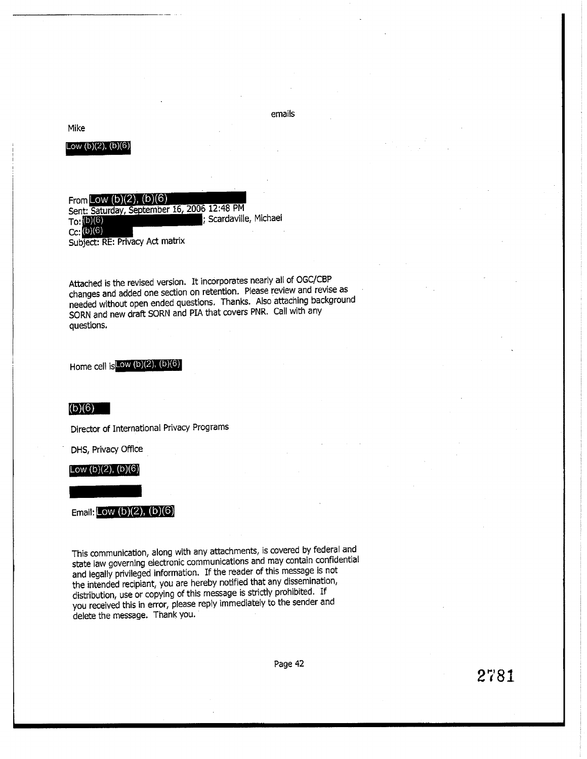emails

Mike

Low (b)(2), (b)(6)

From Low (b)(2), (b)(6)
Sent: Saturday, September 16, 2006 12:48 PM
To: (b)(6) ; Scardaville, Michael
Cc: (b)(6)
Subject: RE: Privacy Act matrix

Attached is the revised version. It incorporates nearly all of OGC/CBP changes and added one section on retention. Please review and revise as needed without open ended questions. Thanks. Also attaching background SORN and new draft SORN and PIA that covers PNR. Call with any questions.

Home cell is Low (b)(2), (b)(6)

(b)(6)

Director of International Privacy Programs

DHS, Privacy Office

Low (b)(2), (b)(6)

Email: Low (b)(2), (b)(6)

This communication, along with any attachments, is covered by federal and state law governing electronic communications and may contain confidential and legally privileged information. If the reader of this message is not the intended recipiant, you are hereby notified that any dissemination, distribution, use or copying of this message is strictly prohibited. If you received this in error, please reply immediately to the sender and delete the message. Thank you.

2781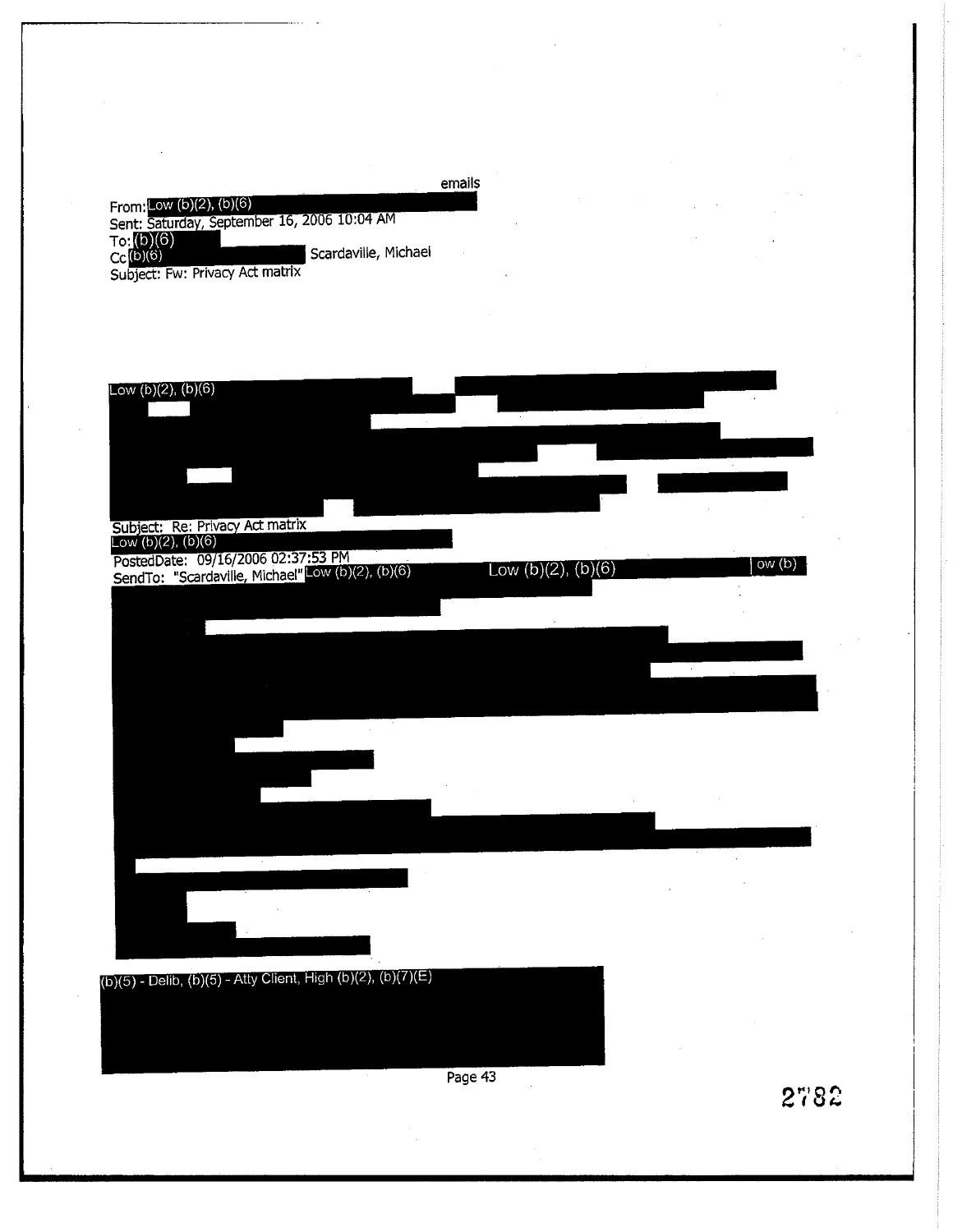emails

From: Low (b)(2), (b)(6)
Sent: Saturday, September 16, 2006 10:04 AM
To: (b)(6)
Cc (b)(6) Scardaville, Michael
Subject: Fw: Privacy Act matrix

Low (b)(2), (b)(6)

Subject: Re: Privacy Act matrix
Low (b)(2), (b)(6)
PostedDate: 09/16/2006 02:37:53 PM
SendTo: "Scardaville, Michael" Low (b)(2), (b)(6) Low (b)(2), (b)(6) ow (b)

(b)(5) - Delib, (b)(5) - Atty Client, High (b)(2), (b)(7)(E)

Page 43

2782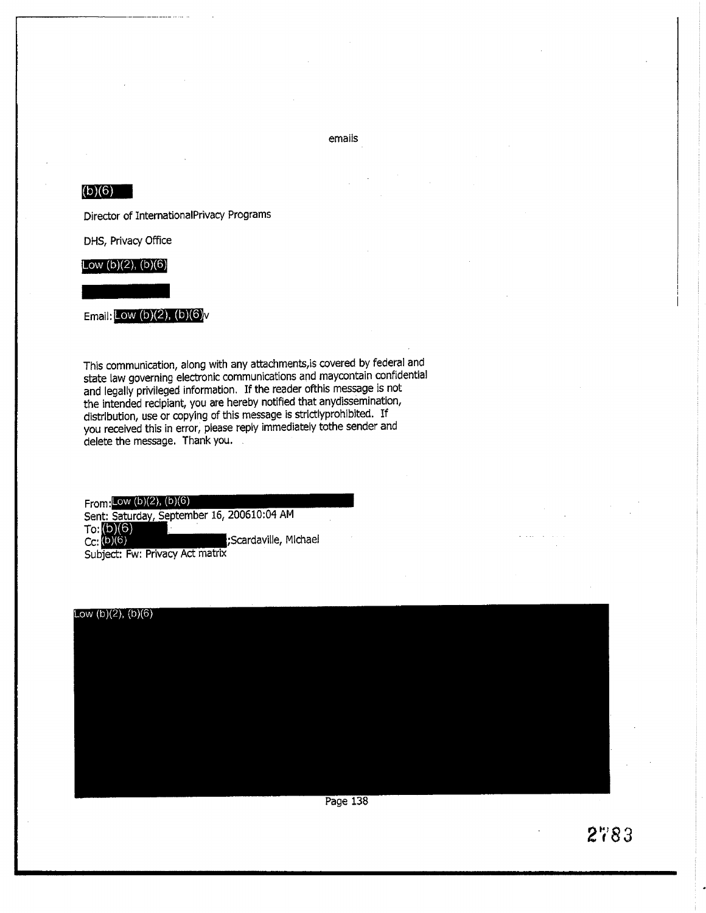emails

(b)(6)

Director of InternationalPrivacy Programs

DHS, Privacy Office

Low (b)(2), (b)(6)

Email: Low (b)(2), (b)(6)v

This communication, along with any attachments,is covered by federal and state law governing electronic communications and maycontain confidential and legally privileged information. If the reader ofthis message is not the intended recipiant, you are hereby notified that anydissemination, distribution, use or copying of this message is strictlyprohibited. If you received this in error, please reply immediately tothe sender and delete the message. Thank you.

From: Low (b)(2), (b)(6)
Sent: Saturday, September 16, 200610:04 AM
To: (b)(6)
Cc: (b)(6) ;Scardaville, Michael
Subject: Fw: Privacy Act matrix

Low (b)(2), (b)(6)

2783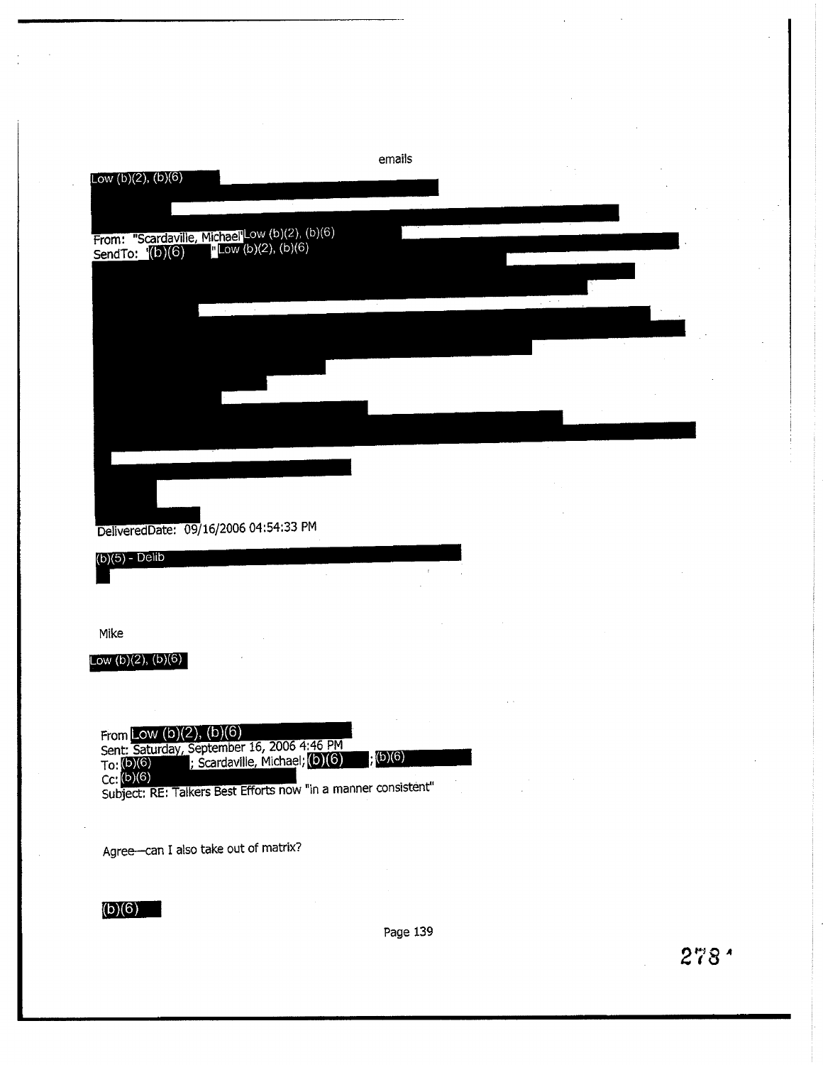emails

Low (b)(2), (b)(6)

From: "Scardaville, Michael" Low (b)(2), (b)(6)
SendTo: "(b)(6)" Low (b)(2), (b)(6)

DeliveredDate: 09/16/2006 04:54:33 PM

(b)(5) - Delib

Mike

Low (b)(2), (b)(6)

From Low (b)(2), (b)(6)
Sent: Saturday, September 16, 2006 4:46 PM
To: (b)(6) ; Scardaville, Michael; (b)(6) ; (b)(6)
Cc: (b)(6)
Subject: RE: Talkers Best Efforts now "in a manner consistent"

Agree—can I also take out of matrix?

(b)(6)

278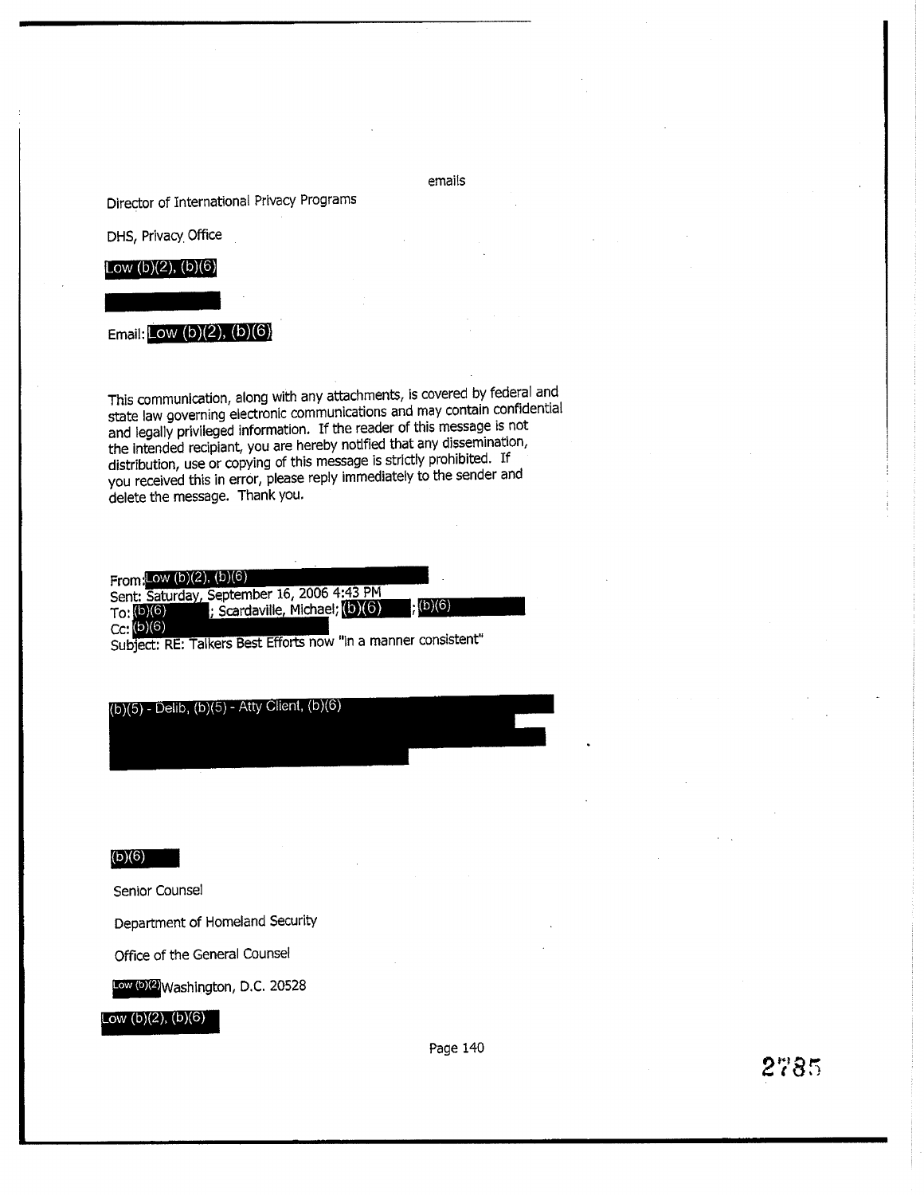emails

Director of International Privacy Programs

DHS, Privacy Office

Low (b)(2), (b)(6)

Email: Low (b)(2), (b)(6)

This communication, along with any attachments, is covered by federal and state law governing electronic communications and may contain confidential and legally privileged information. If the reader of this message is not the intended recipient, you are hereby notified that any dissemination, distribution, use or copying of this message is strictly prohibited. If you received this in error, please reply immediately to the sender and delete the message. Thank you.

From: Low (b)(2), (b)(6)
Sent: Saturday, September 16, 2006 4:43 PM
To: (b)(6) ; Scardaville, Michael; (b)(6) ; (b)(6)
Cc: (b)(6)
Subject: RE: Talkers Best Efforts now "in a manner consistent"

(b)(5) - Delib, (b)(5) - Atty Client, (b)(6)

(b)(6)

Senior Counsel

Department of Homeland Security

Office of the General Counsel

Low (b)(2) Washington, D.C. 20528

Low (b)(2), (b)(6)

2785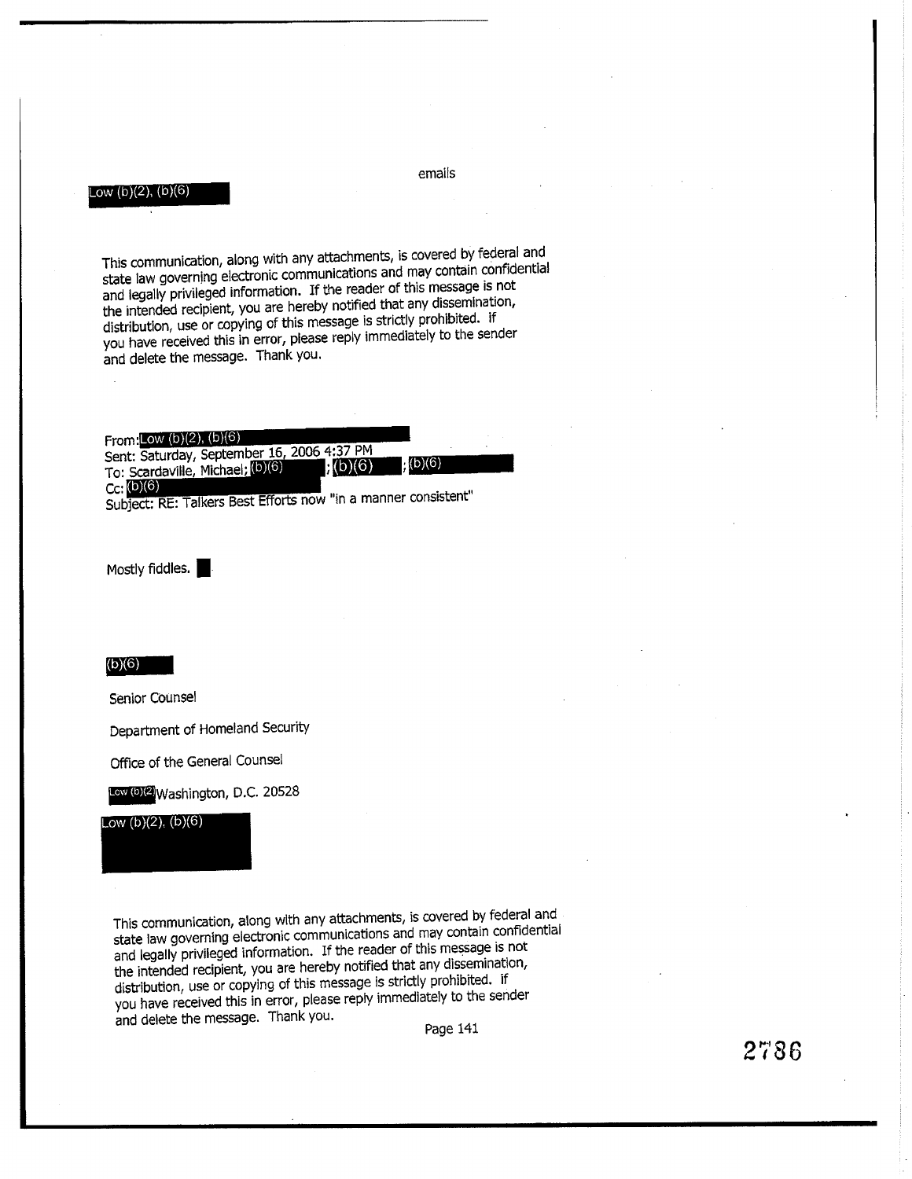emails

Low (b)(2), (b)(6)

This communication, along with any attachments, is covered by federal and state law governing electronic communications and may contain confidential and legally privileged information. If the reader of this message is not the intended recipient, you are hereby notified that any dissemination, distribution, use or copying of this message is strictly prohibited. If you have received this in error, please reply immediately to the sender and delete the message. Thank you.

From: Low (b)(2), (b)(6)
Sent: Saturday, September 16, 2006 4:37 PM
To: Scardaville, Michael; (b)(6); (b)(6); (b)(6)
Cc: (b)(6)
Subject: RE: Talkers Best Efforts now "in a manner consistent"

Mostly fiddles.

(b)(6)

Senior Counsel

Department of Homeland Security

Office of the General Counsel

Low (b)(2) Washington, D.C. 20528

Low (b)(2), (b)(6)

This communication, along with any attachments, is covered by federal and state law governing electronic communications and may contain confidential and legally privileged information. If the reader of this message is not the intended recipient, you are hereby notified that any dissemination, distribution, use or copying of this message is strictly prohibited. If you have received this in error, please reply immediately to the sender and delete the message. Thank you.

2786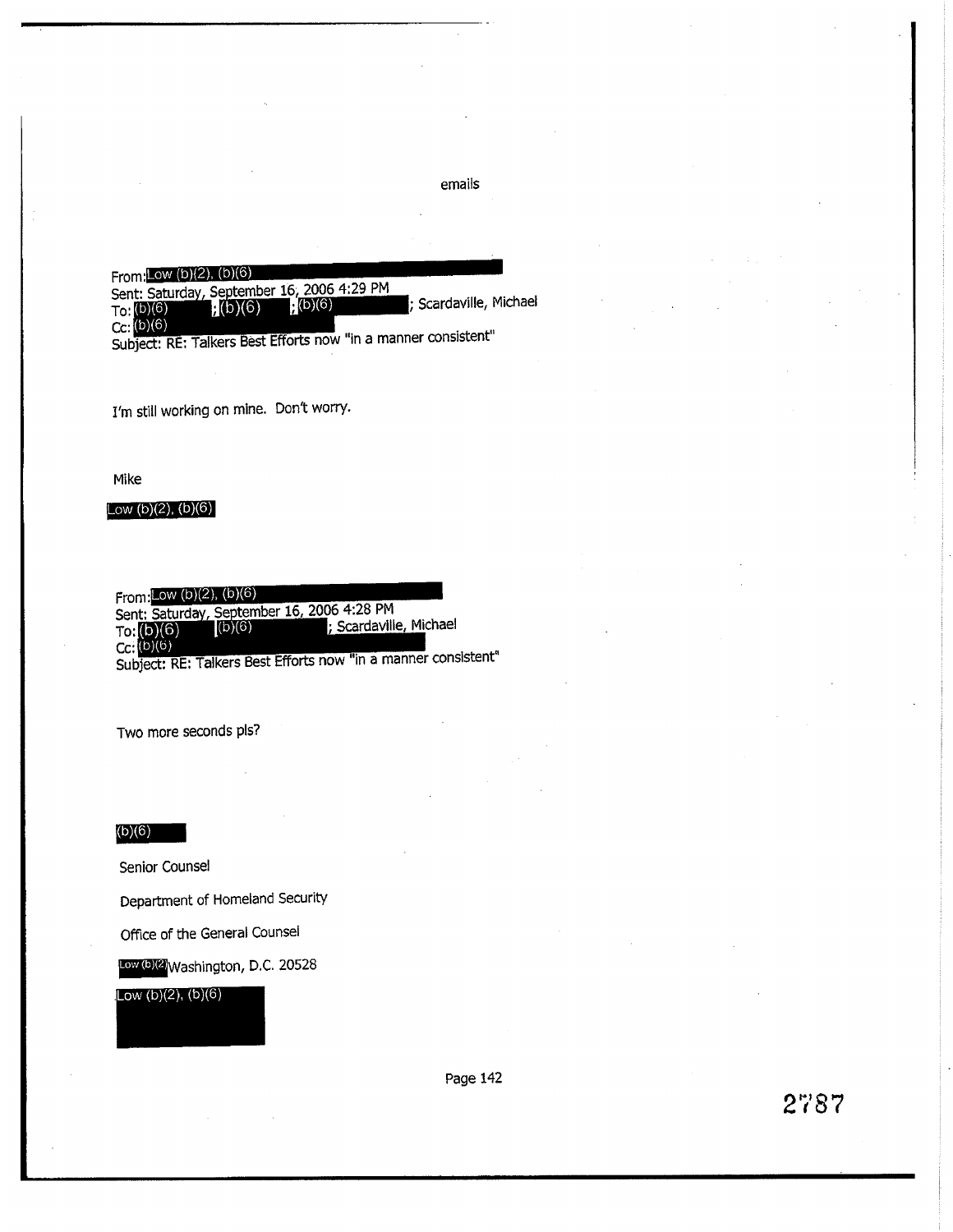emails

From: Low (b)(2), (b)(6)
Sent: Saturday, September 16, 2006 4:29 PM
To: (b)(6); (b)(6); (b)(6); Scardaville, Michael
Cc: (b)(6)
Subject: RE: Talkers Best Efforts now "in a manner consistent"

I'm still working on mine. Don't worry.

Mike

Low (b)(2), (b)(6)

From: Low (b)(2), (b)(6)
Sent: Saturday, September 16, 2006 4:28 PM
To: (b)(6) (b)(6); Scardaville, Michael
Cc: (b)(6)
Subject: RE: Talkers Best Efforts now "in a manner consistent"

Two more seconds pls?

(b)(6)

Senior Counsel

Department of Homeland Security

Office of the General Counsel

Low (b)(2) Washington, D.C. 20528

Low (b)(2), (b)(6)

2787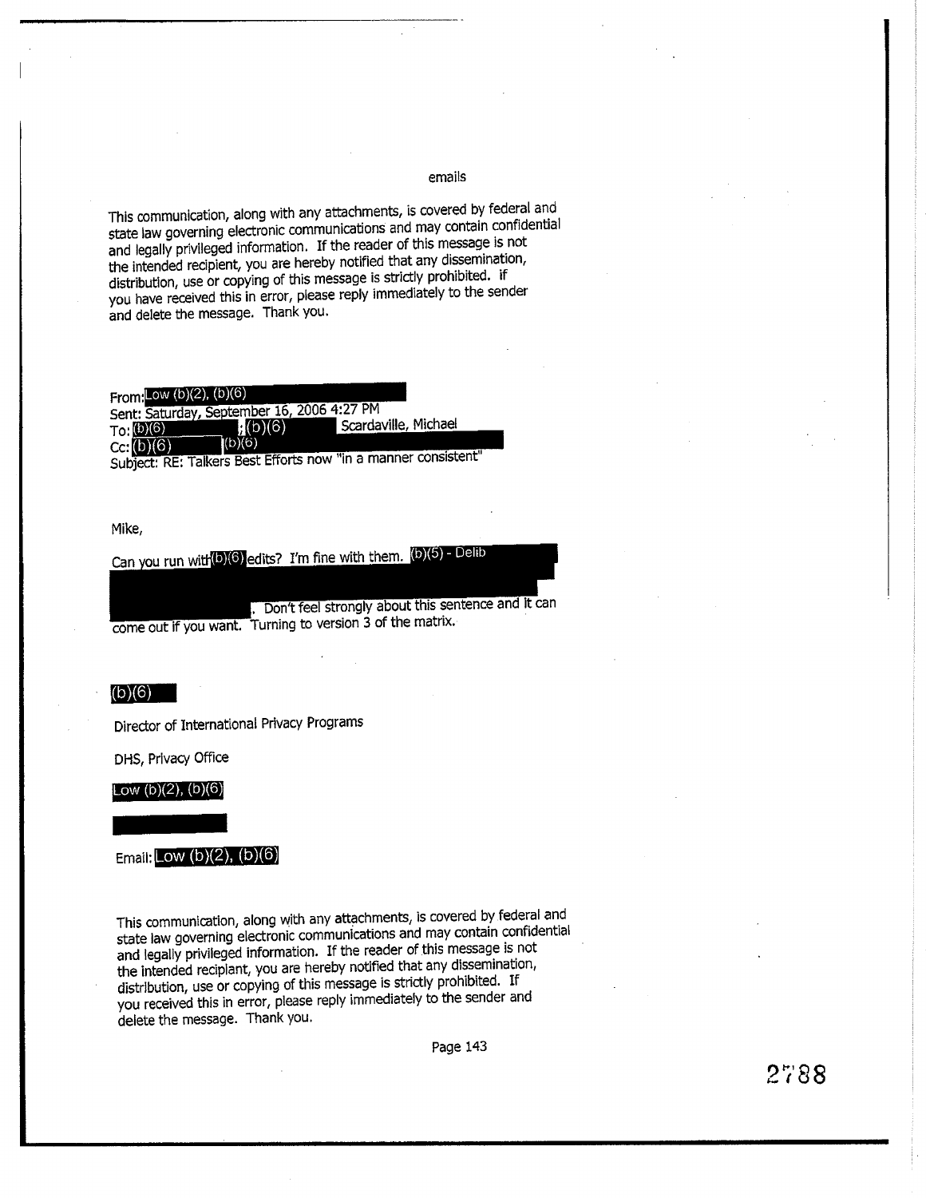emails

This communication, along with any attachments, is covered by federal and state law governing electronic communications and may contain confidential and legally privileged information. If the reader of this message is not the intended recipient, you are hereby notified that any dissemination, distribution, use or copying of this message is strictly prohibited. If you have received this in error, please reply immediately to the sender and delete the message. Thank you.

From: Low (b)(2), (b)(6)
Sent: Saturday, September 16, 2006 4:27 PM
To: (b)(6); (b)(6) Scardaville, Michael
Cc: (b)(6) (b)(6)
Subject: RE: Talkers Best Efforts now "in a manner consistent"

Mike,

Can you run with (b)(6) edits? I'm fine with them. (b)(5) - Delib

. Don't feel strongly about this sentence and it can come out if you want. Turning to version 3 of the matrix.

(b)(6)

Director of International Privacy Programs

DHS, Privacy Office

Low (b)(2), (b)(6)

Email: Low (b)(2), (b)(6)

This communication, along with any attachments, is covered by federal and state law governing electronic communications and may contain confidential and legally privileged information. If the reader of this message is not the intended recipiant, you are hereby notified that any dissemination, distribution, use or copying of this message is strictly prohibited. If you received this in error, please reply immediately to the sender and delete the message. Thank you.

2788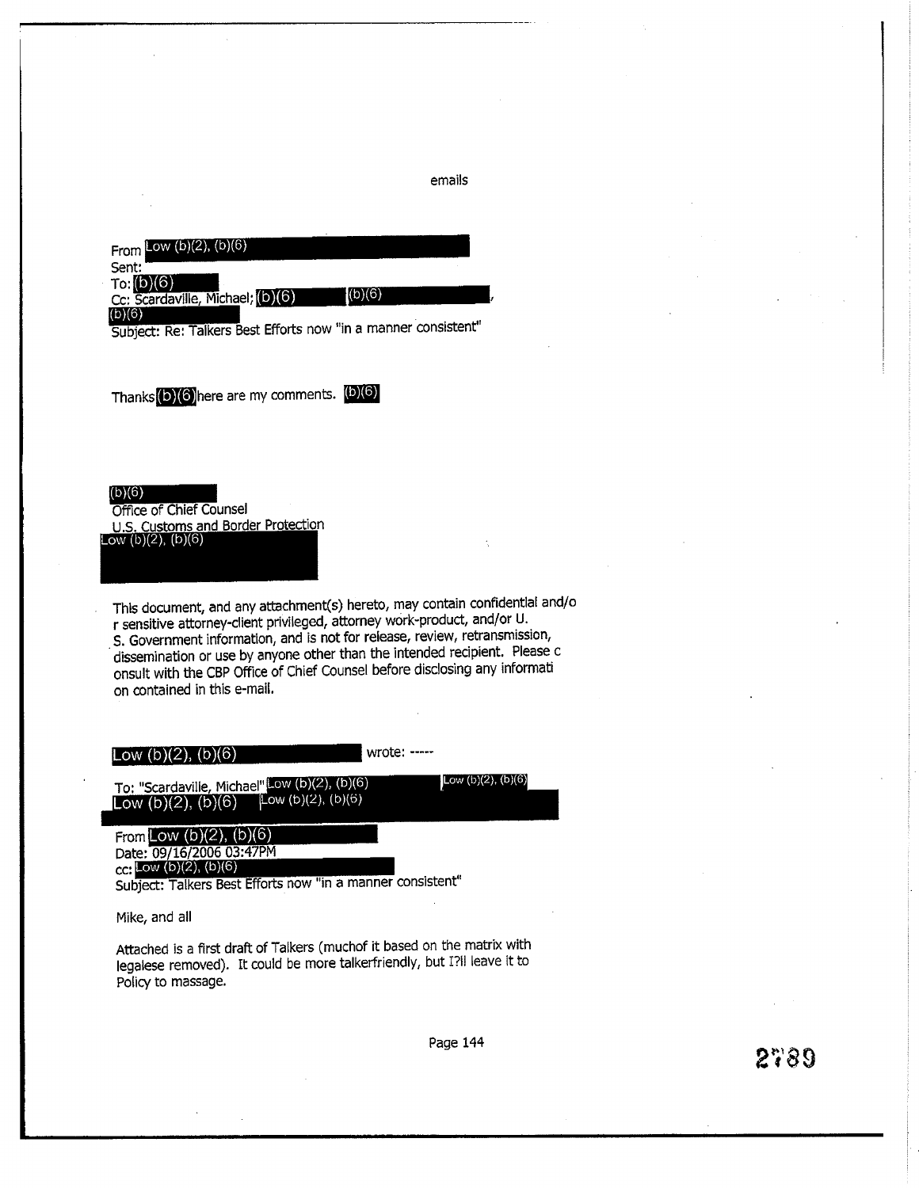emails

From Low (b)(2), (b)(6)
Sent:
To: (b)(6)
Cc: Scardaville, Michael; (b)(6) (b)(6),
(b)(6)
Subject: Re: Talkers Best Efforts now "in a manner consistent"

Thanks (b)(6) here are my comments. (b)(6)

(b)(6)
Office of Chief Counsel
U.S. Customs and Border Protection
Low (b)(2), (b)(6)

This document, and any attachment(s) hereto, may contain confidential and/o r sensitive attorney-client privileged, attorney work-product, and/or U. S. Government information, and is not for release, review, retransmission, dissemination or use by anyone other than the intended recipient. Please c onsult with the CBP Office of Chief Counsel before disclosing any informati on contained in this e-mail.

Low (b)(2), (b)(6) wrote: -----

To: "Scardaville, Michael" Low (b)(2), (b)(6) Low (b)(2), (b)(6)
Low (b)(2), (b)(6) Low (b)(2), (b)(6)

From Low (b)(2), (b)(6)
Date: 09/16/2006 03:47PM
cc: Low (b)(2), (b)(6)
Subject: Talkers Best Efforts now "in a manner consistent"

Mike, and all

Attached is a first draft of Talkers (muchof it based on the matrix with legalese removed). It could be more talkerfriendly, but I?ll leave it to Policy to massage.

2789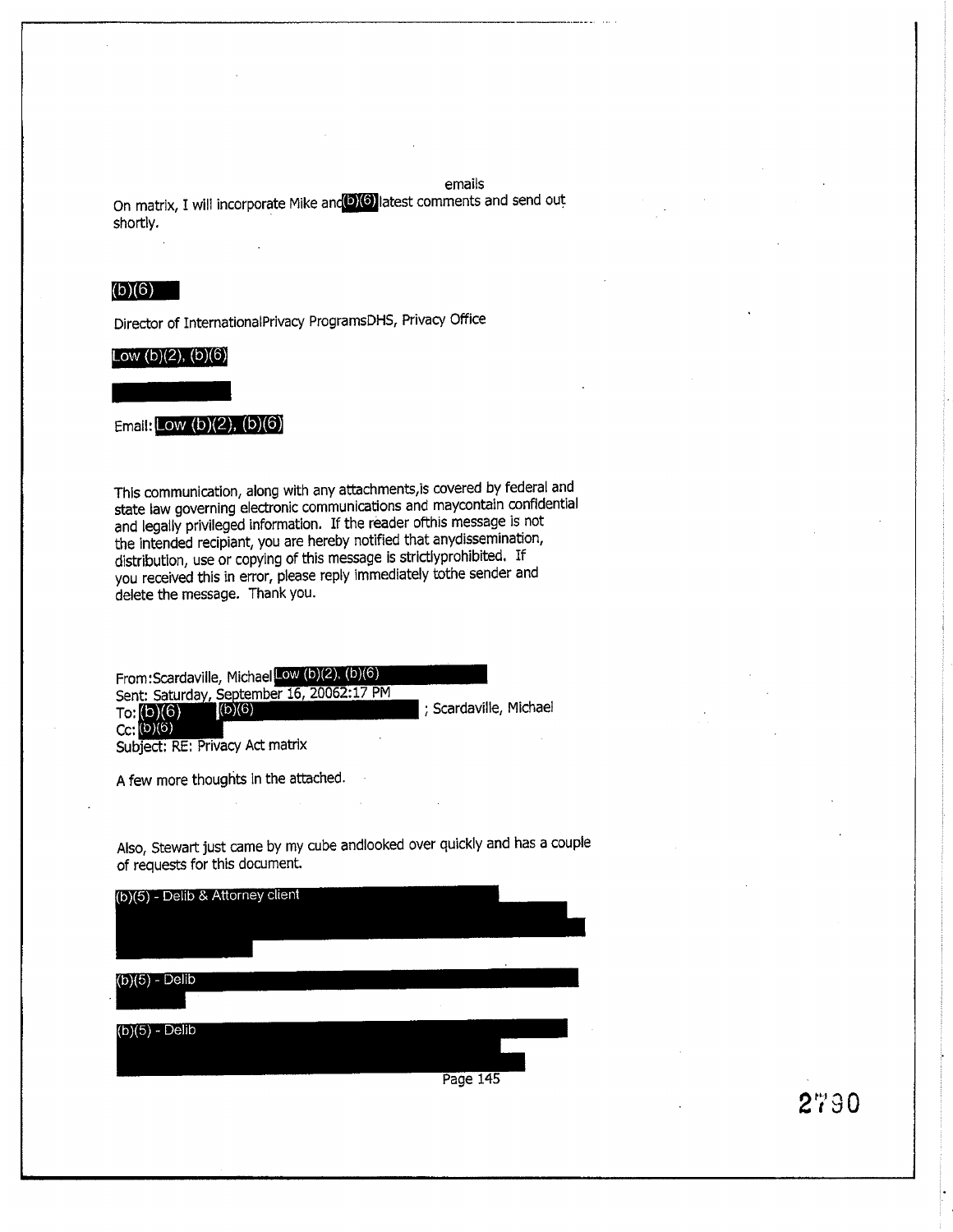emails

On matrix, I will incorporate Mike and (b)(6) latest comments and send out shortly.

(b)(6)

Director of InternationalPrivacy ProgramsDHS, Privacy Office

Low (b)(2), (b)(6)

Email: Low (b)(2), (b)(6)

This communication, along with any attachments,is covered by federal and state law governing electronic communications and maycontain confidential and legally privileged information. If the reader ofthis message is not the intended recipiant, you are hereby notified that anydissemination, distribution, use or copying of this message is strictlyprohibited. If you received this in error, please reply immediately tothe sender and delete the message. Thank you.

From:Scardaville, Michael Low (b)(2), (b)(6)
Sent: Saturday, September 16, 20062:17 PM
To: (b)(6) (b)(6) ; Scardaville, Michael
Cc: (b)(6)
Subject: RE: Privacy Act matrix

A few more thoughts in the attached.

Also, Stewart just came by my cube andlooked over quickly and has a couple of requests for this document.

(b)(5) - Delib & Attorney client

(b)(5) - Delib

(b)(5) - Delib

Page 145

2790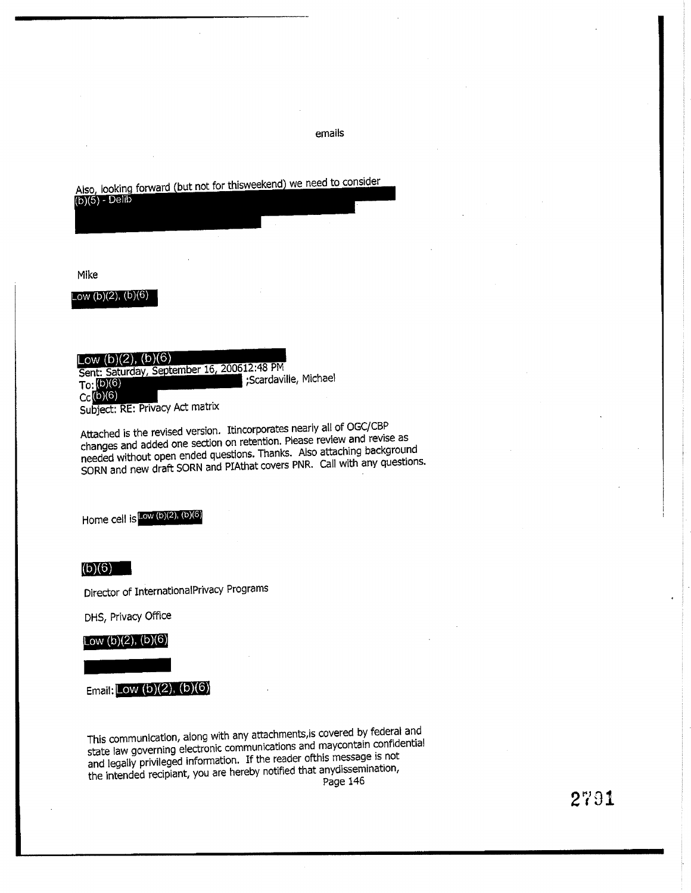emails

Also, looking forward (but not for thisweekend) we need to consider (b)(5) - Delib

Mike

Low (b)(2), (b)(6)

Low (b)(2), (b)(6)
Sent: Saturday, September 16, 200612:48 PM
To: (b)(6) ;Scardaville, Michael
Cc (b)(6)
Subject: RE: Privacy Act matrix

Attached is the revised version. Itincorporates nearly all of OGC/CBP changes and added one section on retention. Please review and revise as needed without open ended questions. Thanks. Also attaching background SORN and new draft SORN and PIAthat covers PNR. Call with any questions.

Home cell is Low (b)(2), (b)(6)

(b)(6)

Director of InternationalPrivacy Programs

DHS, Privacy Office

Low (b)(2), (b)(6)

Email: Low (b)(2), (b)(6)

This communication, along with any attachments,is covered by federal and state law governing electronic communications and maycontain confidential and legally privileged information. If the reader ofthis message is not the intended recipiant, you are hereby notified that anydissemination,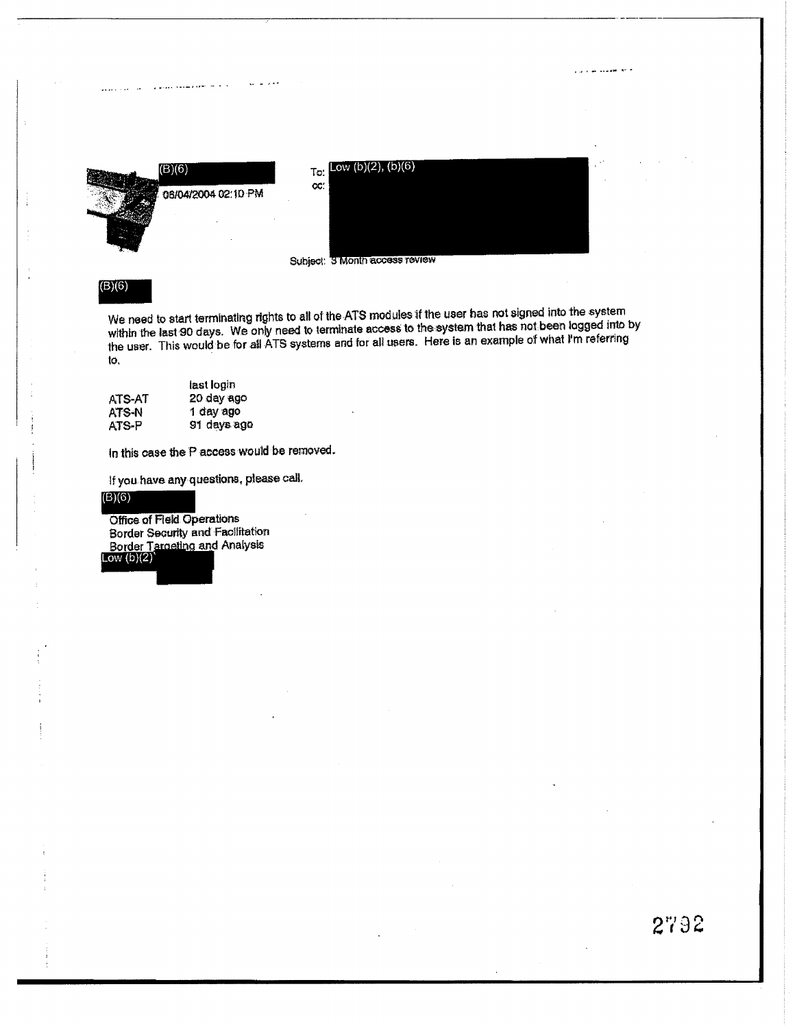(B)(6)
06/04/2004 02:10 PM

To: Low (b)(2), (b)(6)
cc:

Subject: 3 Month access review

(B)(6)

We need to start terminating rights to all of the ATS modules if the user has not signed into the system within the last 90 days. We only need to terminate access to the system that has not been logged into by the user. This would be for all ATS systems and for all users. Here is an example of what I'm referring to.

| | last login |
|---|---|
| ATS-AT | 20 day ago |
| ATS-N | 1 day ago |
| ATS-P | 91 days ago |

In this case the P access would be removed.

If you have any questions, please call.

(B)(6)
Office of Field Operations
Border Security and Facilitation
Border Targeting and Analysis
Low (b)(2)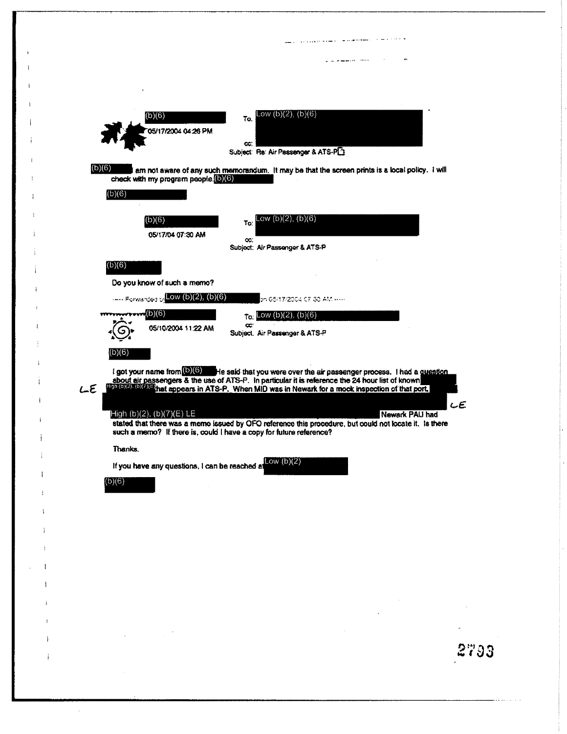(b)(6)
05/17/2004 04:26 PM

To: Low (b)(2), (b)(6)
cc:
Subject: Re: Air Passenger & ATS-P

(b)(6) am not aware of any such memorandum. It may be that the screen prints is a local policy. I will check with my program people. (b)(6)

(b)(6)

(b)(6)
05/17/04 07:30 AM

To: Low (b)(2), (b)(6)
cc:
Subject: Air Passenger & ATS-P

(b)(6)

Do you know of such a memo?

----- Forwarded by Low (b)(2), (b)(6) on 05/17/2004 07:30 AM -----

(b)(6)
05/10/2004 11:22 AM

To: Low (b)(2), (b)(6)
cc:
Subject: Air Passenger & ATS-P

(b)(6)

I got your name from (b)(6) He said that you were over the air passenger process. I had a question about air passengers & the use of ATS-P. In particular it is reference the 24 hour list of known High (b)(2), (b)(7)(E) that appears in ATS-P. When MID was in Newark for a mock inspection of that port, High (b)(2), (b)(7)(E) LE Newark PAU had stated that there was a memo issued by OFO reference this procedure, but could not locate it. Is there such a memo? If there is, could I have a copy for future reference?

Thanks,

If you have any questions, I can be reached at Low (b)(2)

(b)(6)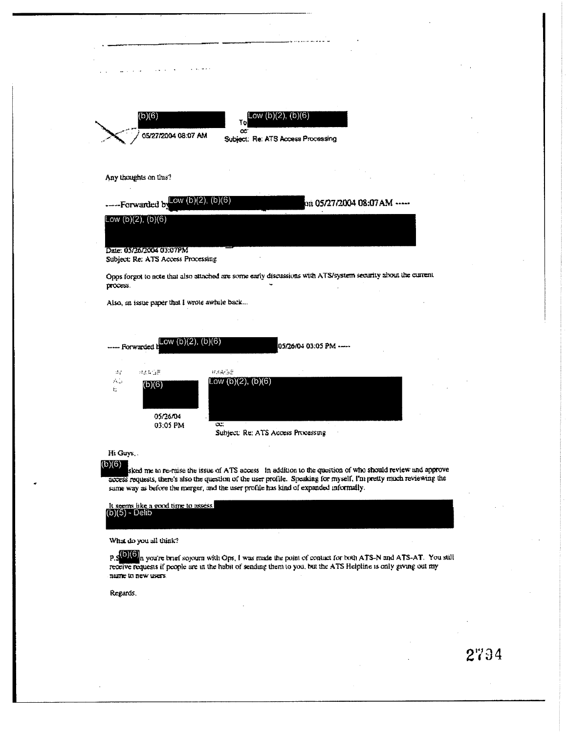(b)(6)

05/27/2004 08:07 AM

To Low (b)(2), (b)(6)

cc

Subject: Re: ATS Access Processing

Any thoughts on this?

-----Forwarded by Low (b)(2), (b)(6) on 05/27/2004 08:07AM -----

Low (b)(2), (b)(6)

Date: 05/26/2004 03:07PM

Subject: Re: ATS Access Processing

Opps forgot to note that also attached are some early discussions with ATS/system security about the current process.

Also, an issue paper that I wrote awhile back...

----- Forwarded by Low (b)(2), (b)(6) 05/26/04 03:05 PM -----

(b)(6)

05/26/04 03:05 PM

Low (b)(2), (b)(6)

cc:

Subject: Re: ATS Access Processing

Hi Guys,

(b)(6) asked me to re-raise the issue of ATS access In addition to the question of who should review and approve access requests, there's also the question of the user profile. Speaking for myself, I'm pretty much reviewing the same way as before the merger, and the user profile has kind of expanded informally.

It seems like a good time to assess (b)(5) - Delib

What do you all think?

P.S. (b)(6) in you're brief sojourn with Ops, I was made the point of contact for both ATS-N and ATS-AT. You still receive requests if people are in the habit of sending them to you. but the ATS Helpline is only giving out my name to new users

Regards.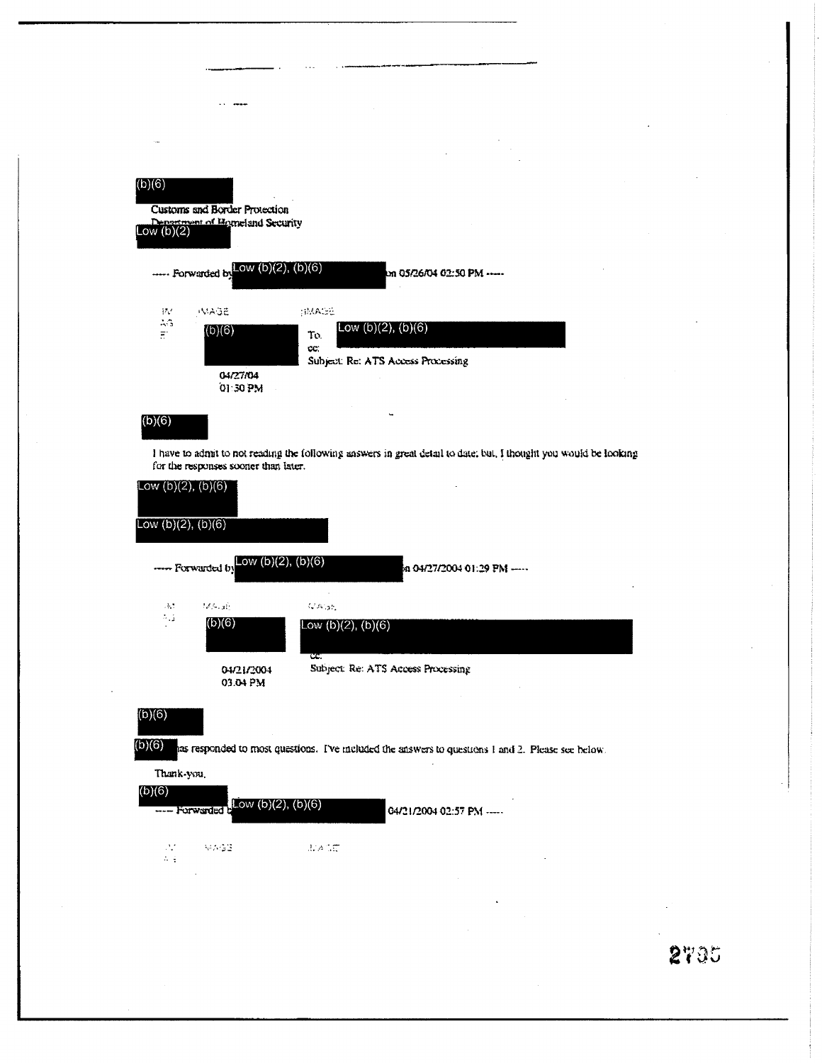(b)(6)

Customs and Border Protection
Department of Homeland Security
Low (b)(2)

----- Forwarded by Low (b)(2), (b)(6) on 05/26/04 02:50 PM -----

(b)(6)
04/27/04
01:50 PM

To: Low (b)(2), (b)(6)
cc:
Subject: Re: ATS Access Processing

(b)(6)

I have to admit to not reading the following answers in great detail to date; but, I thought you would be looking for the responses sooner than later.

Low (b)(2), (b)(6)

Low (b)(2), (b)(6)

----- Forwarded by Low (b)(2), (b)(6) on 04/27/2004 01:29 PM -----

(b)(6)
04/21/2004
03:04 PM

Low (b)(2), (b)(6)
cc:
Subject: Re: ATS Access Processing

(b)(6)

(b)(6) has responded to most questions. I've included the answers to questions 1 and 2. Please see below.

Thank-you,

(b)(6)

----- Forwarded by Low (b)(2), (b)(6) 04/21/2004 02:57 PM -----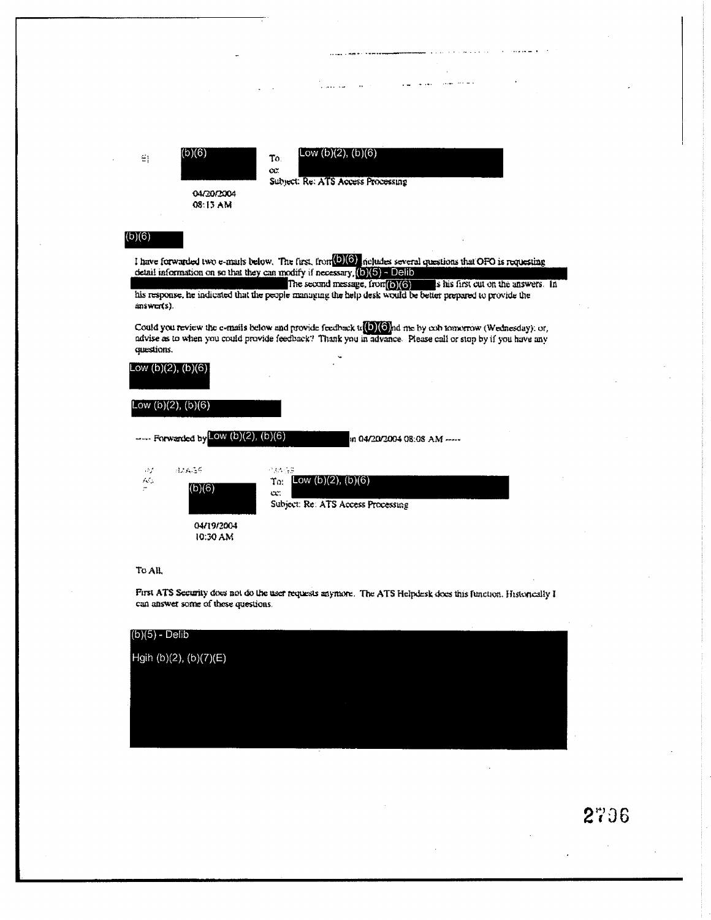| | | |
|---|---|---|
| (b)(6) | To: | Low (b)(2), (b)(6) |
| | cc: | |
| 04/20/2004 08:13 AM | Subject: | Re: ATS Access Processing |

(b)(6)

I have forwarded two e-mails below. The first, from (b)(6) includes several questions that OFO is requesting detail information on so that they can modify if necessary. (b)(5) - Delib

The second message, from (b)(6) is his first cut on the answers. In his response, he indicated that the people managing the help desk would be better prepared to provide the answer(s).

Could you review the e-mails below and provide feedback to (b)(6) and me by cob tomorrow (Wednesday); or, advise as to when you could provide feedback? Thank you in advance. Please call or stop by if you have any questions.

Low (b)(2), (b)(6)

Low (b)(2), (b)(6)

----- Forwarded by Low (b)(2), (b)(6) on 04/20/2004 08:08 AM -----

| | | |
|---|---|---|
| (b)(6) | To: | Low (b)(2), (b)(6) |
| | cc: | |
| 04/19/2004 10:30 AM | Subject: | Re: ATS Access Processing |

To All,

First ATS Security does not do the user requests anymore. The ATS Helpdesk does this function. Historically I can answer some of these questions.

(b)(5) - Delib

Hgih (b)(2), (b)(7)(E)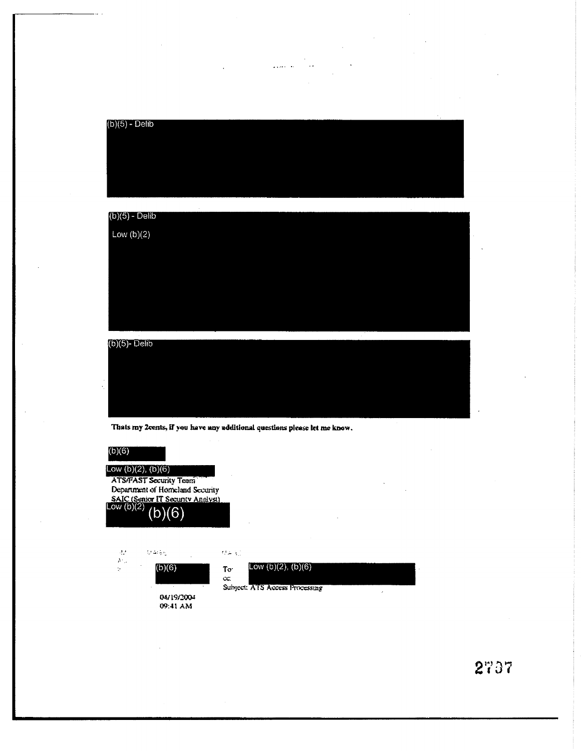(b)(5) - Delib

(b)(5) - Delib

Low (b)(2)

(b)(5)- Delib

**Thats my 2cents, if you have any additional questions please let me know.**

(b)(6)

Low (b)(2), (b)(6)

ATS/FAST Security Team
Department of Homeland Security
SAIC (Senior IT Security Analyst)

Low (b)(2) (b)(6)

(b)(6)

04/19/2004
09:41 AM

To: Low (b)(2), (b)(6)
cc:
Subject: ATS Access Processing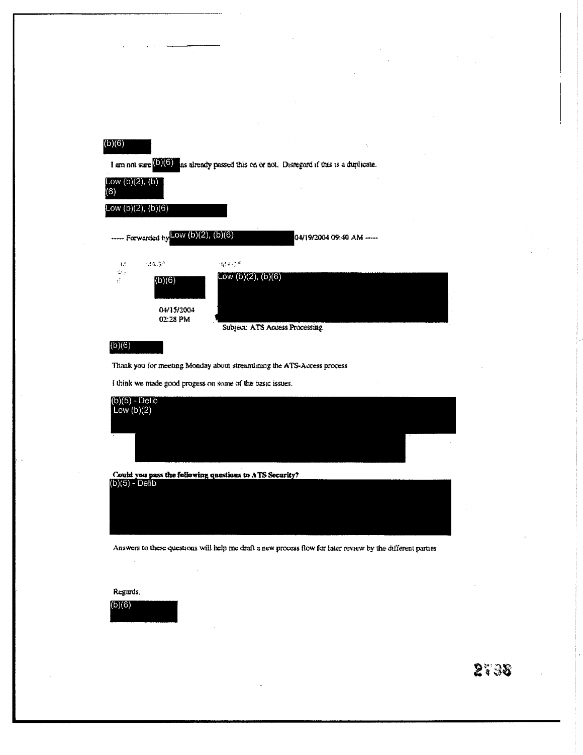(b)(6)

I am not sure (b)(6) has already passed this on or not. Disregard if this is a duplicate.

Low (b)(2), (b)(6)

Low (b)(2), (b)(6)

----- Forwarded by Low (b)(2), (b)(6) 04/19/2004 09:40 AM -----

(b)(6)

04/15/2004 02:28 PM

Low (b)(2), (b)(6)

Subject: ATS Access Processing

(b)(6)

Thank you for meeting Monday about streamlining the ATS-Access process.

I think we made good progess on some of the basic issues.

(b)(5) - Delib
Low (b)(2)

**Could you pass the following questions to ATS Security?**

(b)(5) - Delib

Answers to these questions will help me draft a new process flow for later review by the different parties

Regards,

(b)(6)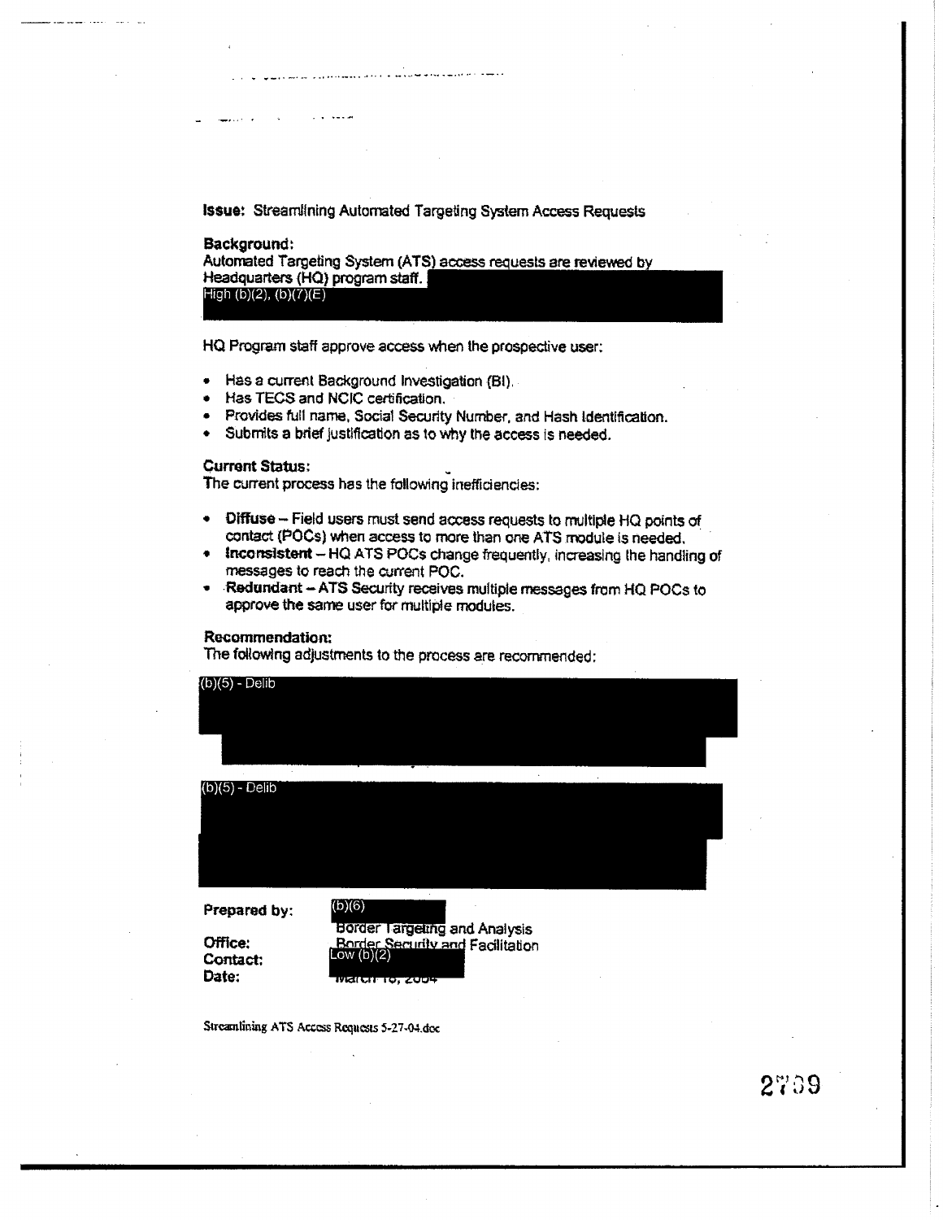**Issue:** Streamlining Automated Targeting System Access Requests

**Background:**
Automated Targeting System (ATS) access requests are reviewed by Headquarters (HQ) program staff. High (b)(2), (b)(7)(E)

HQ Program staff approve access when the prospective user:

- Has a current Background Investigation (BI).
- Has TECS and NCIC certification.
- Provides full name, Social Security Number, and Hash Identification.
- Submits a brief justification as to why the access is needed.

**Current Status:**
The current process has the following inefficiencies:

- **Diffuse** – Field users must send access requests to multiple HQ points of contact (POCs) when access to more than one ATS module is needed.
- **Inconsistent** – HQ ATS POCs change frequently, increasing the handling of messages to reach the current POC.
- **Redundant** – ATS Security receives multiple messages from HQ POCs to approve the same user for multiple modules.

**Recommendation:**
The following adjustments to the process are recommended:

(b)(5) - Delib

(b)(5) - Delib

**Prepared by:** (b)(6)
Border Targeting and Analysis
**Office:** Border Security and Facilitation
**Contact:** Low (b)(2)
**Date:** March 16, 2004

Streamlining ATS Access Requests 5-27-04.doc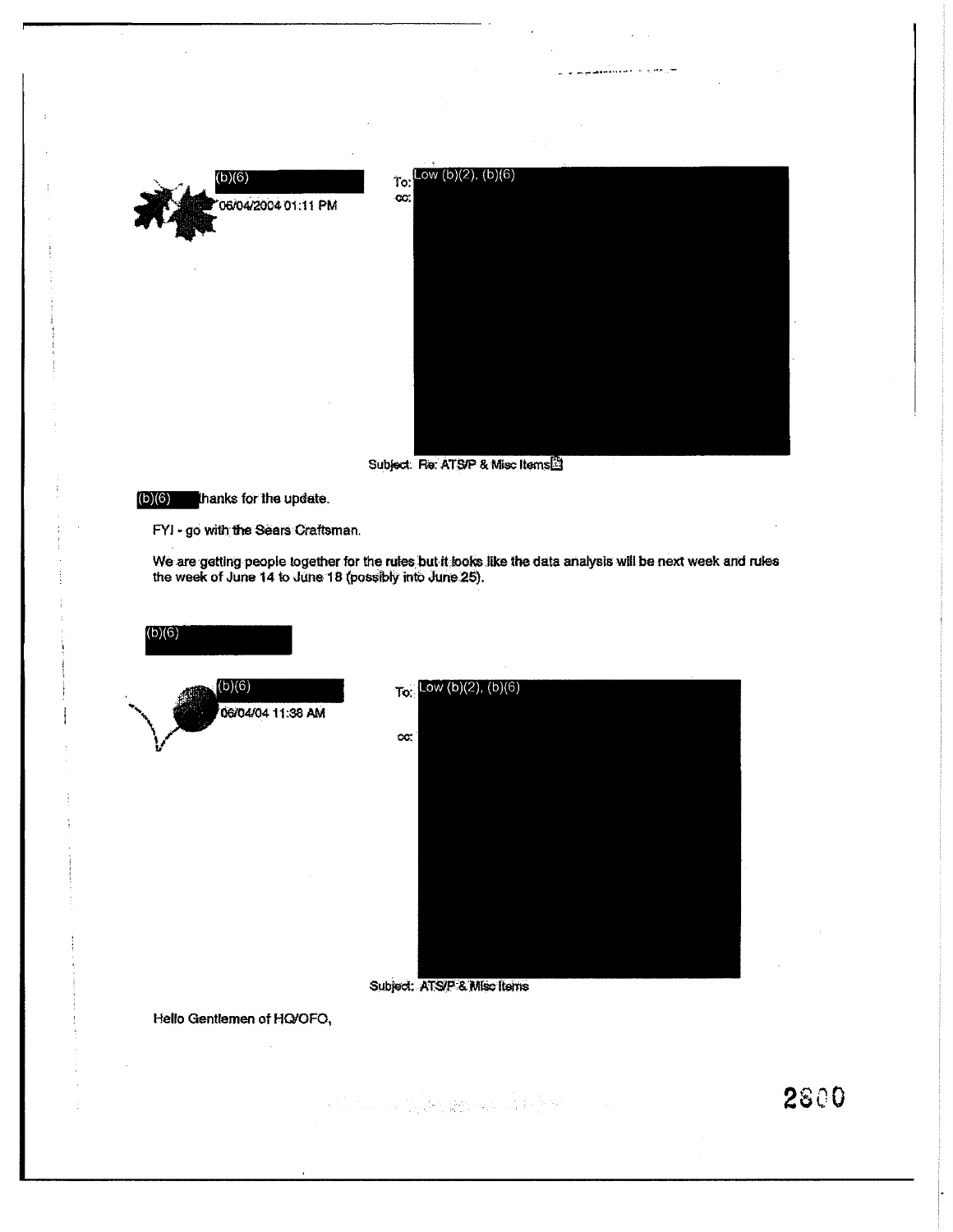(b)(6)
06/04/2004 01:11 PM

To: Low (b)(2), (b)(6)
cc:

Subject: Re: ATS/P & Misc Items

(b)(6) thanks for the update.

FYI - go with the Sears Craftsman.

We are getting people together for the rules but it looks like the data analysis will be next week and rules the week of June 14 to June 18 (possibly into June 25).

(b)(6)

(b)(6)
06/04/04 11:38 AM

To: Low (b)(2), (b)(6)

cc:

Subject: ATS/P & Misc Items

Hello Gentlemen of HQ/OFO,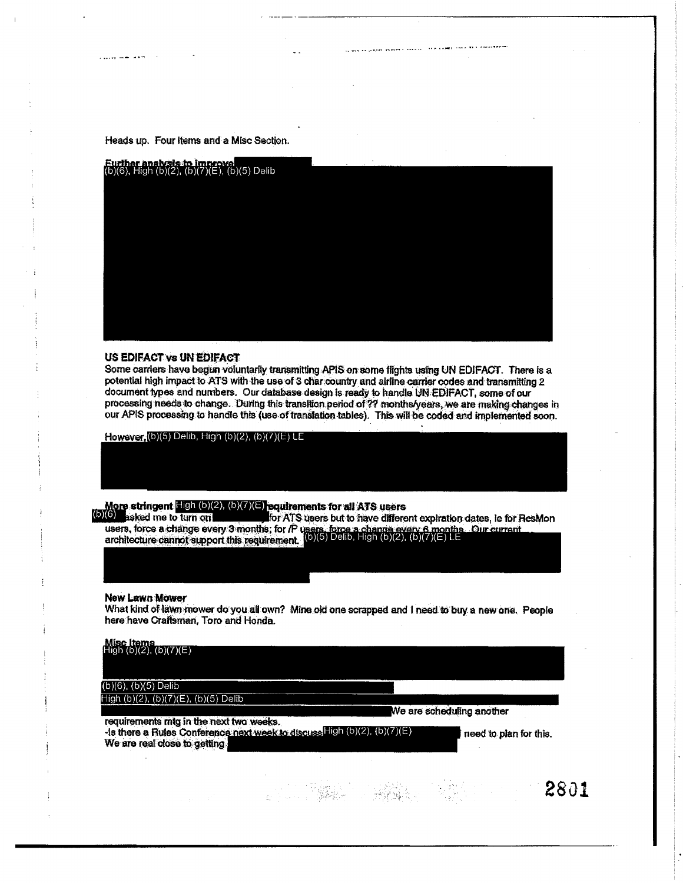Heads up. Four items and a Misc Section.

**Further analysis to improve** (b)(6), High (b)(2), (b)(7)(E), (b)(5) Delib

**US EDIFACT vs UN EDIFACT**

Some carriers have begun voluntarily transmitting APIS on some flights using UN EDIFACT. There is a potential high impact to ATS with the use of 3 char country and airline carrier codes and transmitting 2 document types and numbers. Our database design is ready to handle UN EDIFACT, some of our processing needs to change. During this transition period of ?? months/years, we are making changes in our APIS processing to handle this (use of translation tables). This will be coded and implemented soon.

However, (b)(5) Delib, High (b)(2), (b)(7)(E) LE

**More stringent** High (b)(2), (b)(7)(E) **requirements for all ATS users**

(b)(6) asked me to turn on for ATS users but to have different expiration dates, ie for ResMon users, force a change every 3 months; for /P users, force a change every 6 months. Our current architecture cannot support this requirement. (b)(5) Delib, High (b)(2), (b)(7)(E) LE

**New Lawn Mower**

What kind of lawn mower do you all own? Mine old one scrapped and I need to buy a new one. People here have Craftsman, Toro and Honda.

**Misc Items**

High (b)(2), (b)(7)(E)

(b)(6), (b)(5) Delib

High (b)(2), (b)(7)(E), (b)(5) Delib

We are scheduling another requirements mtg in the next two weeks.

-Is there a Rules Conference next week to discuss High (b)(2), (b)(7)(E) need to plan for this. We are real close to getting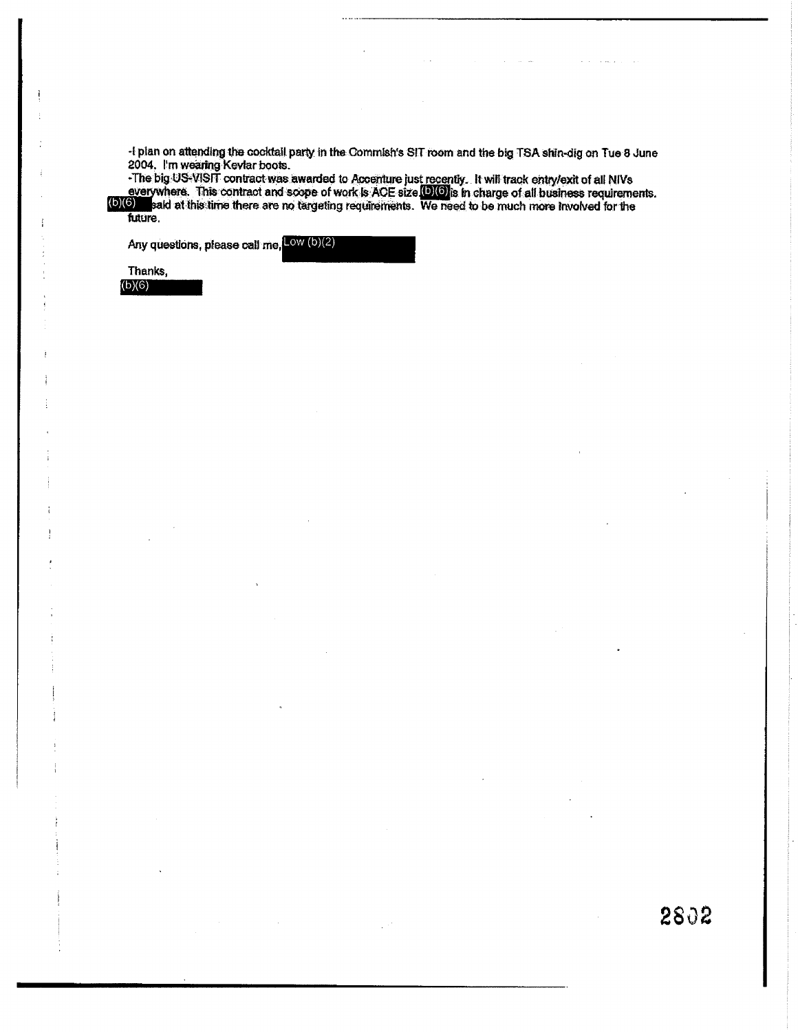-I plan on attending the cocktail party in the Commish's SIT room and the big TSA shin-dig on Tue 8 June 2004. I'm wearing Kevlar boots.

-The big US-VISIT contract was awarded to Accenture just recently. It will track entry/exit of all NIVs everywhere. This contract and scope of work is ACE size. (b)(6) is in charge of all business requirements. (b)(6) said at this time there are no targeting requirements. We need to be much more involved for the future.

Any questions, please call me, Low (b)(2)

Thanks,
(b)(6)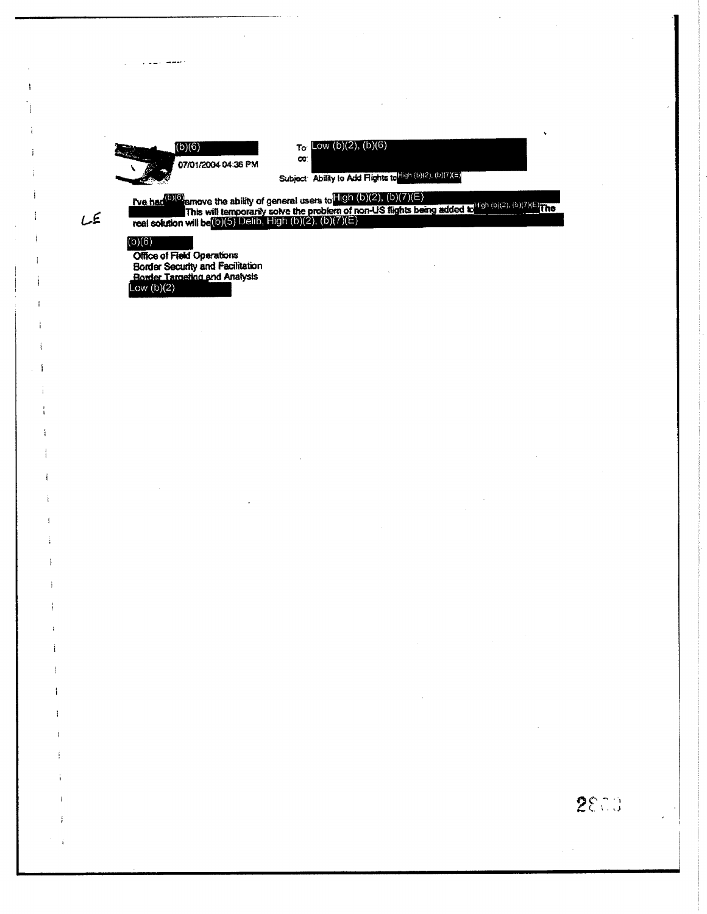(b)(6)

07/01/2004 04:36 PM

To: Low (b)(2), (b)(6)

cc:

Subject: Ability to Add Flights to High (b)(2), (b)(7)(E)

LE

I've had (b)(6) remove the ability of general users to High (b)(2), (b)(7)(E) This will temporarily solve the problem of non-US flights being added to High (b)(2), (b)(7)(E) The real solution will be (b)(5) Delib, High (b)(2), (b)(7)(E)

(b)(6)

Office of Field Operations
Border Security and Facilitation
Border Targeting and Analysis
Low (b)(2)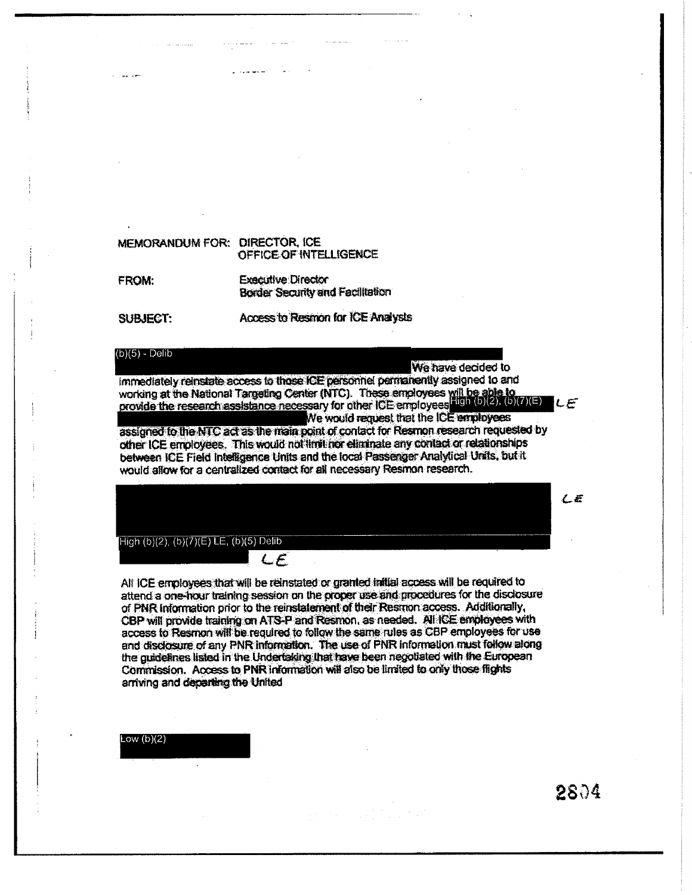MEMORANDUM FOR: DIRECTOR, ICE
OFFICE OF INTELLIGENCE

FROM: Executive Director
Border Security and Facilitation

SUBJECT: Access to Resmon for ICE Analysts

(b)(5) - Delib

We have decided to immediately reinstate access to those ICE personnel permanently assigned to and working at the National Targeting Center (NTC). These employees will be able to provide the research assistance necessary for other ICE employees High (b)(2), (b)(7)(E) *LE*

We would request that the ICE employees assigned to the NTC act as the main point of contact for Resmon research requested by other ICE employees. This would not limit nor eliminate any contact or relationships between ICE Field Intelligence Units and the local Passenger Analytical Units, but it would allow for a centralized contact for all necessary Resmon research.

*LE*

High (b)(2), (b)(7)(E) LE, (b)(5) Delib

*LE*

All ICE employees that will be reinstated or granted initial access will be required to attend a one-hour training session on the proper use and procedures for the disclosure of PNR information prior to the reinstatement of their Resmon access. Additionally, CBP will provide training on ATS-P and Resmon, as needed. All ICE employees with access to Resmon will be required to follow the same rules as CBP employees for use and disclosure of any PNR information. The use of PNR information must follow along the guidelines listed in the Undertaking that have been negotiated with the European Commission. Access to PNR information will also be limited to only those flights arriving and departing the United

Low (b)(2)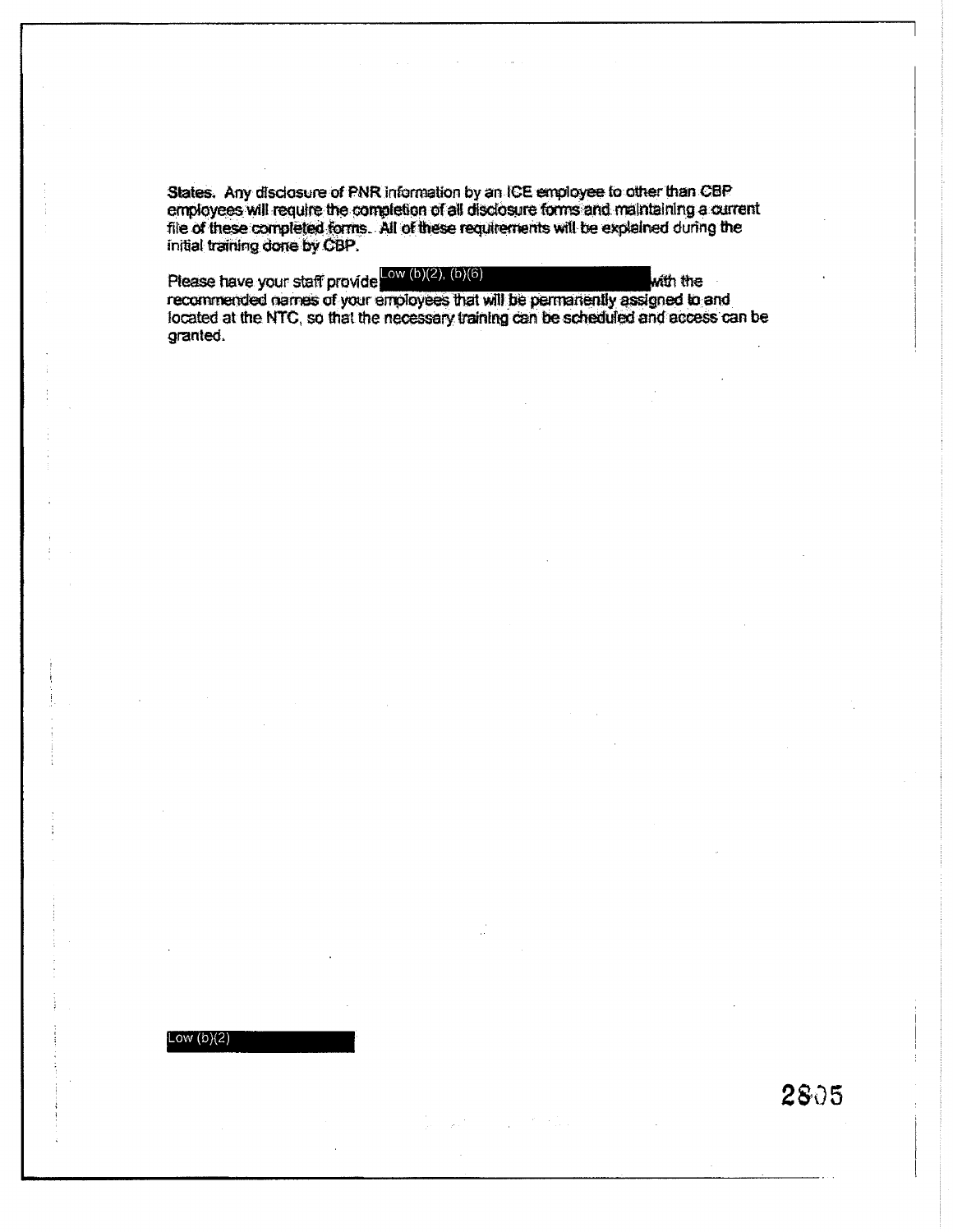States. Any disclosure of PNR information by an ICE employee to other than CBP employees will require the completion of all disclosure forms and maintaining a current file of these completed forms. All of these requirements will be explained during the initial training done by CBP.

Please have your staff provide Low (b)(2), (b)(6) with the recommended names of your employees that will be permanently assigned to and located at the NTC, so that the necessary training can be scheduled and access can be granted.

Low (b)(2)